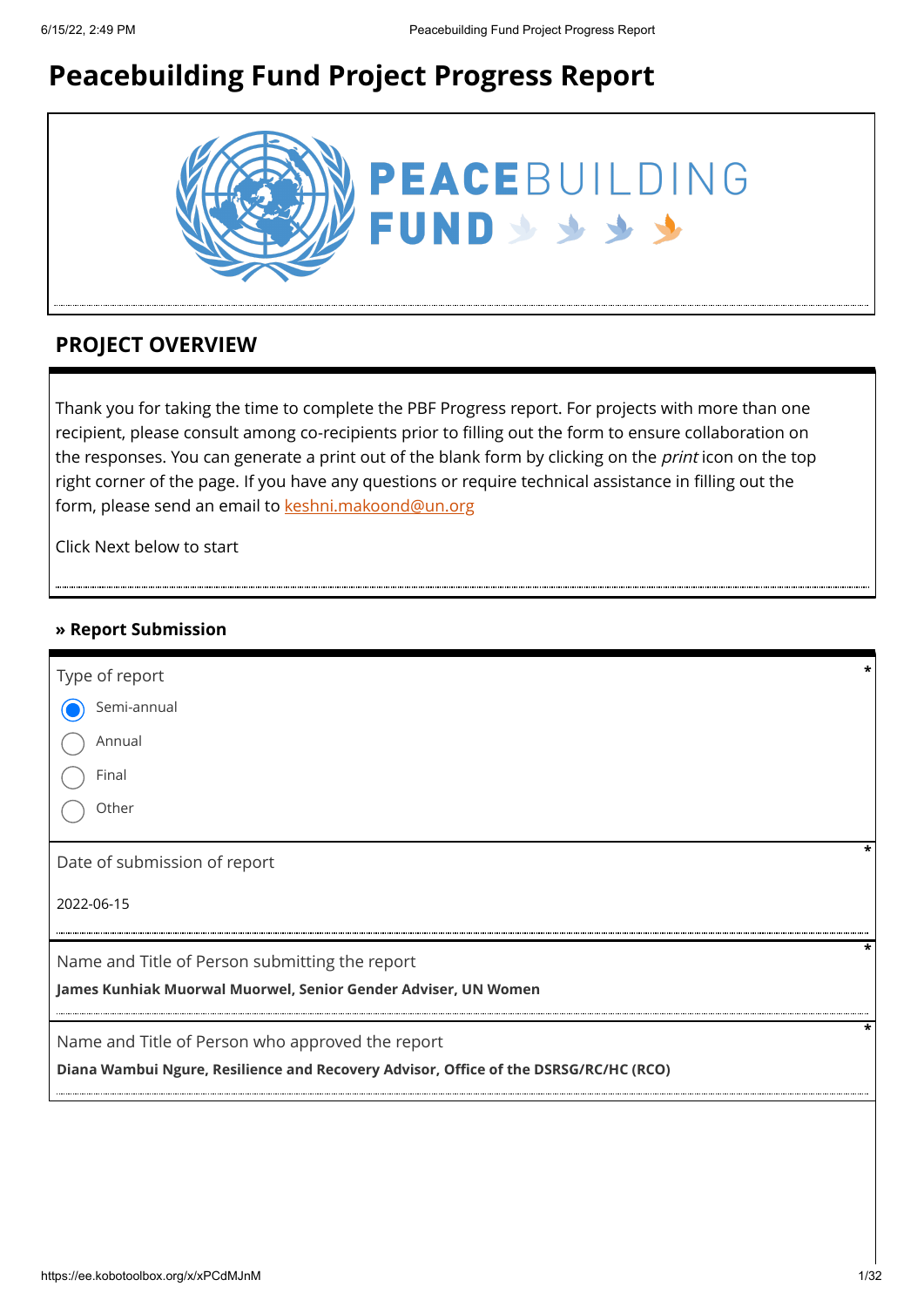# Peacebuilding Fund Project Progress Report

PEACEBUILDING FUND

## PROJECT OVERVIEW

Thank you for taking the time to complete the PBF Progress report. For projects with more than one recipient, please consult among co-recipients prior to filling out the form to ensure collaboration on the responses. You can generate a print out of the blank form by clicking on the *print* icon on the top right corner of the page. If you have any questions or require technical assistance in filling out the form, please send an email to keshni.makoond@un.org

Click Next below to start

### » Report Submission

Type of report *

- (●) Semi-annual
- ( ) Annual
- ( ) Final
- ( ) Other

Date of submission of report *

2022-06-15

Name and Title of Person submitting the report *

**James Kunhiak Muorwal Muorwel, Senior Gender Adviser, UN Women**

Name and Title of Person who approved the report *

**Diana Wambui Ngure, Resilience and Recovery Advisor, Office of the DSRSG/RC/HC (RCO)**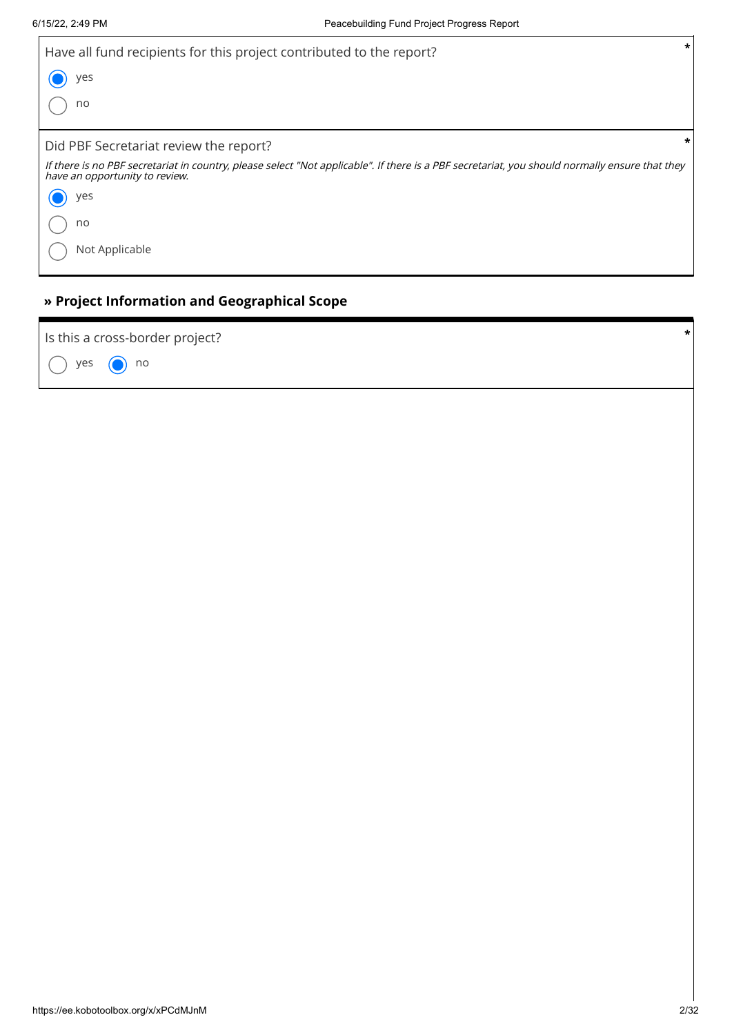Have all fund recipients for this project contributed to the report? *

- (x) yes
- ( ) no

Did PBF Secretariat review the report? *

*If there is no PBF secretariat in country, please select "Not applicable". If there is a PBF secretariat, you should normally ensure that they have an opportunity to review.*

- (x) yes
- ( ) no
- ( ) Not Applicable

## » Project Information and Geographical Scope

Is this a cross-border project? *

- ( ) yes
- (x) no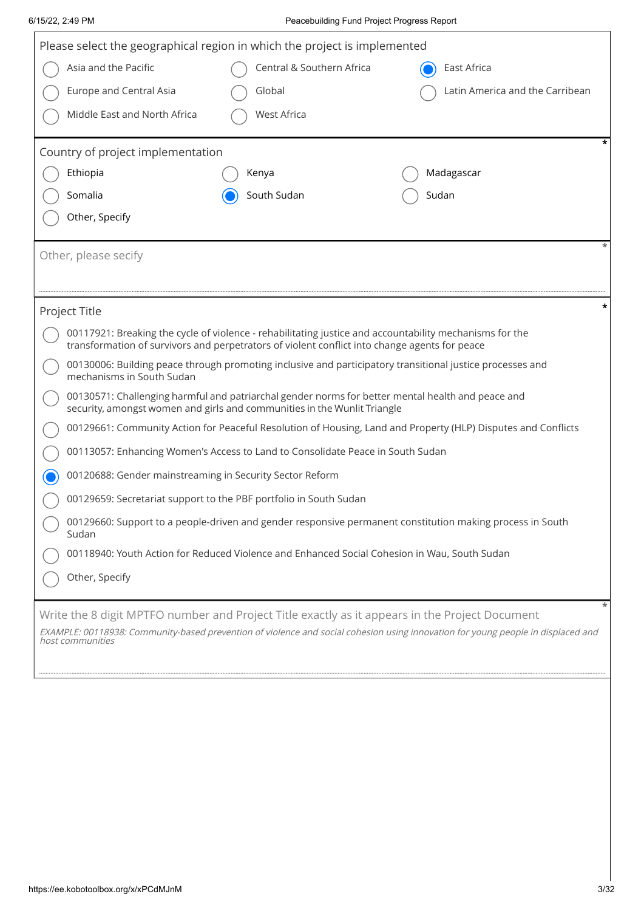Please select the geographical region in which the project is implemented

- ( ) Asia and the Pacific
- ( ) Central & Southern Africa
- (•) East Africa
- ( ) Europe and Central Asia
- ( ) Global
- ( ) Latin America and the Carribean
- ( ) Middle East and North Africa
- ( ) West Africa

Country of project implementation *

- ( ) Ethiopia
- ( ) Kenya
- ( ) Madagascar
- ( ) Somalia
- (•) South Sudan
- ( ) Sudan
- ( ) Other, Specify

Other, please secify *

Project Title *

- ( ) 00117921: Breaking the cycle of violence - rehabilitating justice and accountability mechanisms for the transformation of survivors and perpetrators of violent conflict into change agents for peace
- ( ) 00130006: Building peace through promoting inclusive and participatory transitional justice processes and mechanisms in South Sudan
- ( ) 00130571: Challenging harmful and patriarchal gender norms for better mental health and peace and security, amongst women and girls and communities in the Wunlit Triangle
- ( ) 00129661: Community Action for Peaceful Resolution of Housing, Land and Property (HLP) Disputes and Conflicts
- ( ) 00113057: Enhancing Women's Access to Land to Consolidate Peace in South Sudan
- (•) 00120688: Gender mainstreaming in Security Sector Reform
- ( ) 00129659: Secretariat support to the PBF portfolio in South Sudan
- ( ) 00129660: Support to a people-driven and gender responsive permanent constitution making process in South Sudan
- ( ) 00118940: Youth Action for Reduced Violence and Enhanced Social Cohesion in Wau, South Sudan
- ( ) Other, Specify

Write the 8 digit MPTFO number and Project Title exactly as it appears in the Project Document *

*EXAMPLE: 00118938: Community-based prevention of violence and social cohesion using innovation for young people in displaced and host communities*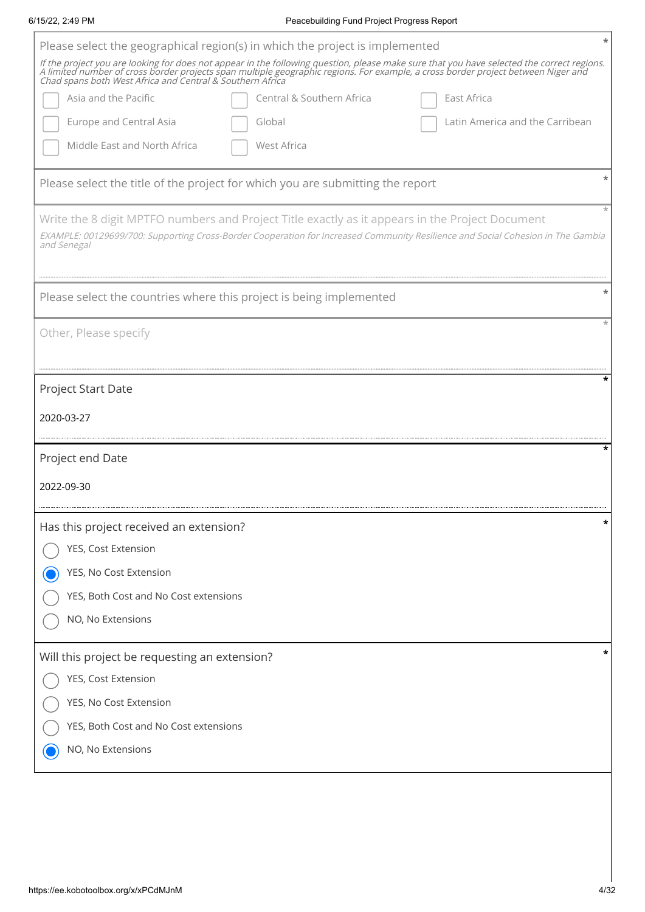Please select the geographical region(s) in which the project is implemented *

*If the project you are looking for does not appear in the following question, please make sure that you have selected the correct regions. A limited number of cross border projects span multiple geographic regions. For example, a cross border project between Niger and Chad spans both West Africa and Central & Southern Africa*

- [ ] Asia and the Pacific
- [ ] Central & Southern Africa
- [ ] East Africa
- [ ] Europe and Central Asia
- [ ] Global
- [ ] Latin America and the Carribean
- [ ] Middle East and North Africa
- [ ] West Africa

Please select the title of the project for which you are submitting the report *

Write the 8 digit MPTFO numbers and Project Title exactly as it appears in the Project Document *

*EXAMPLE: 00129699/700: Supporting Cross-Border Cooperation for Increased Community Resilience and Social Cohesion in The Gambia and Senegal*

Please select the countries where this project is being implemented *

Other, Please specify *

Project Start Date *

2020-03-27

Project end Date *

2022-09-30

Has this project received an extension? *

- ( ) YES, Cost Extension
- (●) YES, No Cost Extension
- ( ) YES, Both Cost and No Cost extensions
- ( ) NO, No Extensions

Will this project be requesting an extension? *

- ( ) YES, Cost Extension
- ( ) YES, No Cost Extension
- ( ) YES, Both Cost and No Cost extensions
- (●) NO, No Extensions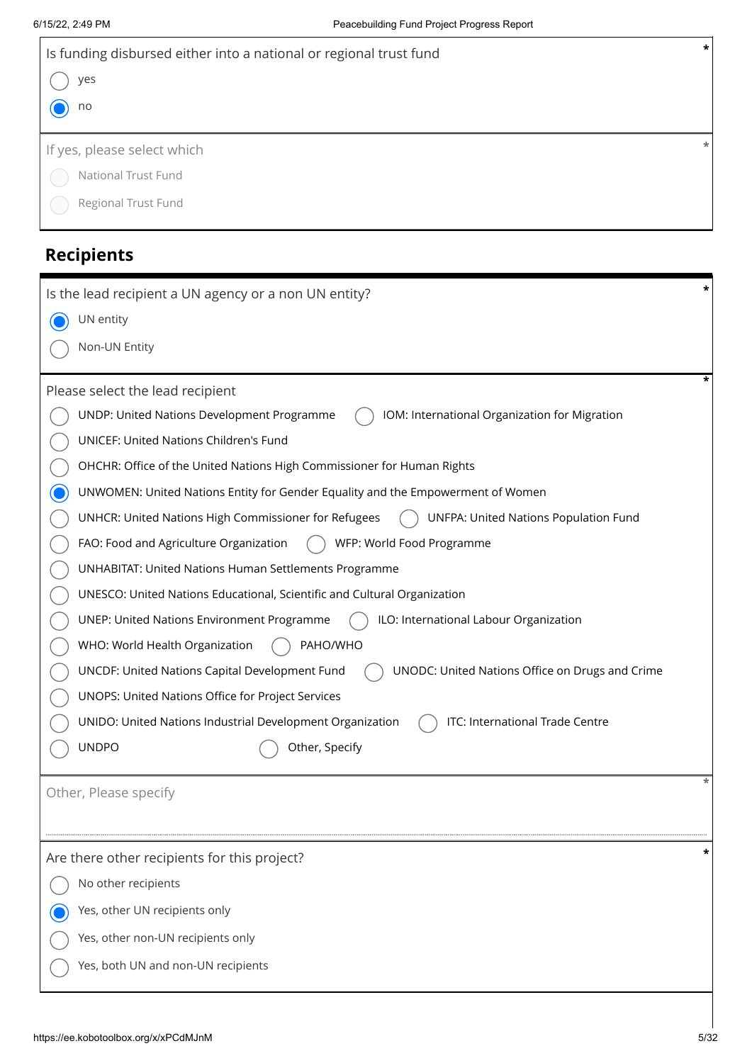Is funding disbursed either into a national or regional trust fund *

- ( ) yes
- (•) no

If yes, please select which *

- ( ) National Trust Fund
- ( ) Regional Trust Fund

## Recipients

Is the lead recipient a UN agency or a non UN entity? *

- (•) UN entity
- ( ) Non-UN Entity

Please select the lead recipient *

- ( ) UNDP: United Nations Development Programme
- ( ) IOM: International Organization for Migration
- ( ) UNICEF: United Nations Children's Fund
- ( ) OHCHR: Office of the United Nations High Commissioner for Human Rights
- (•) UNWOMEN: United Nations Entity for Gender Equality and the Empowerment of Women
- ( ) UNHCR: United Nations High Commissioner for Refugees
- ( ) UNFPA: United Nations Population Fund
- ( ) FAO: Food and Agriculture Organization
- ( ) WFP: World Food Programme
- ( ) UNHABITAT: United Nations Human Settlements Programme
- ( ) UNESCO: United Nations Educational, Scientific and Cultural Organization
- ( ) UNEP: United Nations Environment Programme
- ( ) ILO: International Labour Organization
- ( ) WHO: World Health Organization
- ( ) PAHO/WHO
- ( ) UNCDF: United Nations Capital Development Fund
- ( ) UNODC: United Nations Office on Drugs and Crime
- ( ) UNOPS: United Nations Office for Project Services
- ( ) UNIDO: United Nations Industrial Development Organization
- ( ) ITC: International Trade Centre
- ( ) UNDPO
- ( ) Other, Specify

Other, Please specify *

Are there other recipients for this project? *

- ( ) No other recipients
- (•) Yes, other UN recipients only
- ( ) Yes, other non-UN recipients only
- ( ) Yes, both UN and non-UN recipients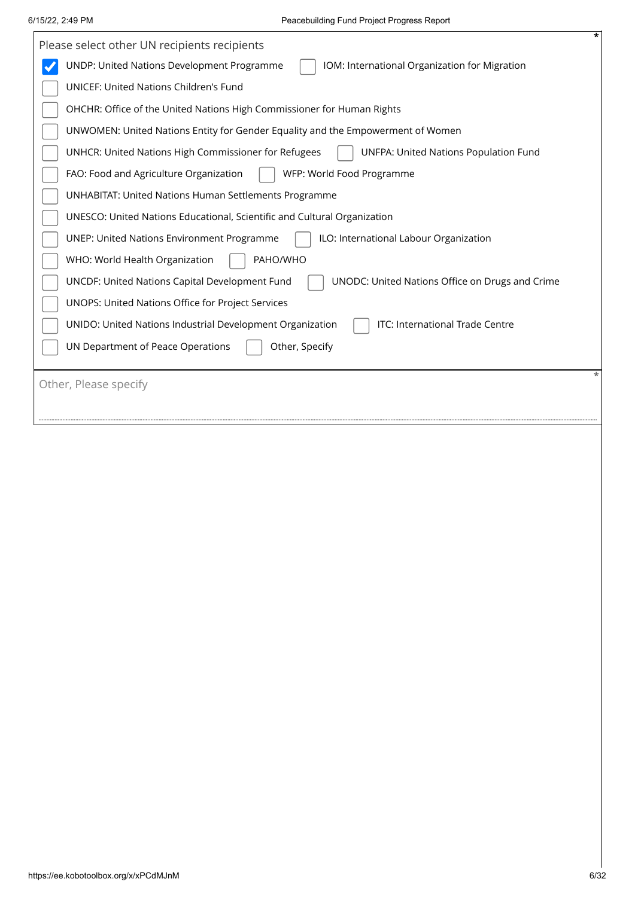Please select other UN recipients recipients *

- [x] UNDP: United Nations Development Programme
- [ ] IOM: International Organization for Migration
- [ ] UNICEF: United Nations Children's Fund
- [ ] OHCHR: Office of the United Nations High Commissioner for Human Rights
- [ ] UNWOMEN: United Nations Entity for Gender Equality and the Empowerment of Women
- [ ] UNHCR: United Nations High Commissioner for Refugees
- [ ] UNFPA: United Nations Population Fund
- [ ] FAO: Food and Agriculture Organization
- [ ] WFP: World Food Programme
- [ ] UNHABITAT: United Nations Human Settlements Programme
- [ ] UNESCO: United Nations Educational, Scientific and Cultural Organization
- [ ] UNEP: United Nations Environment Programme
- [ ] ILO: International Labour Organization
- [ ] WHO: World Health Organization
- [ ] PAHO/WHO
- [ ] UNCDF: United Nations Capital Development Fund
- [ ] UNODC: United Nations Office on Drugs and Crime
- [ ] UNOPS: United Nations Office for Project Services
- [ ] UNIDO: United Nations Industrial Development Organization
- [ ] ITC: International Trade Centre
- [ ] UN Department of Peace Operations
- [ ] Other, Specify

Other, Please specify *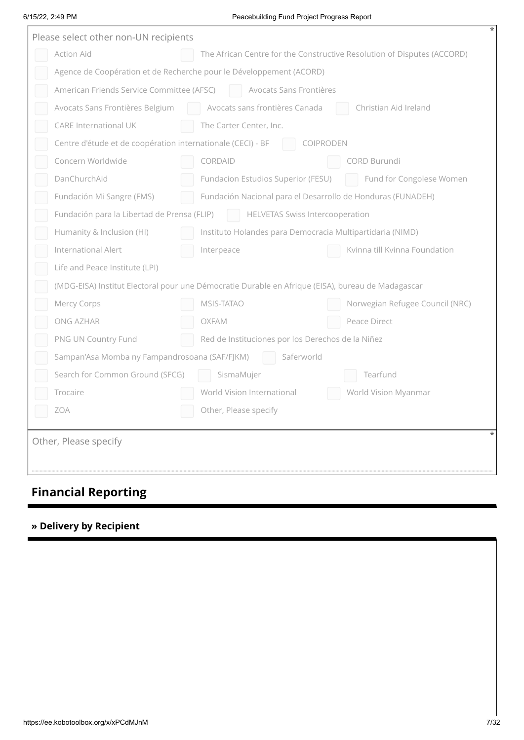Please select other non-UN recipients *

- [ ] Action Aid
- [ ] The African Centre for the Constructive Resolution of Disputes (ACCORD)
- [ ] Agence de Coopération et de Recherche pour le Développement (ACORD)
- [ ] American Friends Service Committee (AFSC)
- [ ] Avocats Sans Frontières
- [ ] Avocats Sans Frontières Belgium
- [ ] Avocats sans frontières Canada
- [ ] Christian Aid Ireland
- [ ] CARE International UK
- [ ] The Carter Center, Inc.
- [ ] Centre d'étude et de coopération internationale (CECI) - BF
- [ ] COIPRODEN
- [ ] Concern Worldwide
- [ ] CORDAID
- [ ] CORD Burundi
- [ ] DanChurchAid
- [ ] Fundacion Estudios Superior (FESU)
- [ ] Fund for Congolese Women
- [ ] Fundación Mi Sangre (FMS)
- [ ] Fundación Nacional para el Desarrollo de Honduras (FUNADEH)
- [ ] Fundación para la Libertad de Prensa (FLIP)
- [ ] HELVETAS Swiss Intercooperation
- [ ] Humanity & Inclusion (HI)
- [ ] Instituto Holandes para Democracia Multipartidaria (NIMD)
- [ ] International Alert
- [ ] Interpeace
- [ ] Kvinna till Kvinna Foundation
- [ ] Life and Peace Institute (LPI)
- [ ] (MDG-EISA) Institut Electoral pour une Démocratie Durable en Afrique (EISA), bureau de Madagascar
- [ ] Mercy Corps
- [ ] MSIS-TATAO
- [ ] Norwegian Refugee Council (NRC)
- [ ] ONG AZHAR
- [ ] OXFAM
- [ ] Peace Direct
- [ ] PNG UN Country Fund
- [ ] Red de Instituciones por los Derechos de la Niñez
- [ ] Sampan'Asa Momba ny Fampandrosoana (SAF/FJKM)
- [ ] Saferworld
- [ ] Search for Common Ground (SFCG)
- [ ] SismaMujer
- [ ] Tearfund
- [ ] Trocaire
- [ ] World Vision International
- [ ] World Vision Myanmar
- [ ] ZOA
- [ ] Other, Please specify

Other, Please specify *

## Financial Reporting

### » Delivery by Recipient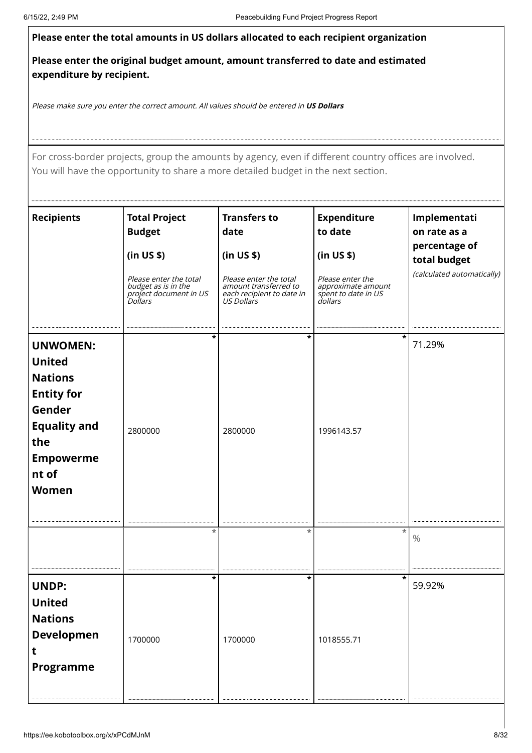**Please enter the total amounts in US dollars allocated to each recipient organization**

**Please enter the original budget amount, amount transferred to date and estimated expenditure by recipient.**

*Please make sure you enter the correct amount. All values should be entered in* ***US Dollars***

For cross-border projects, group the amounts by agency, even if different country offices are involved. You will have the opportunity to share a more detailed budget in the next section.

| **Recipients** | **Total Project Budget (in US $)** *Please enter the total budget as is in the project document in US Dollars* | **Transfers to date (in US $)** *Please enter the total amount transferred to each recipient to date in US Dollars* | **Expenditure to date (in US $)** *Please enter the approximate amount spent to date in US dollars* | **Implementation rate as a percentage of total budget** *(calculated automatically)* |
|---|---|---|---|---|
| **UNWOMEN: United Nations Entity for Gender Equality and the Empowerment of Women** | 2800000 | 2800000 | 1996143.57 | 71.29% |
| | | | | % |
| **UNDP: United Nations Development Programme** | 1700000 | 1700000 | 1018555.71 | 59.92% |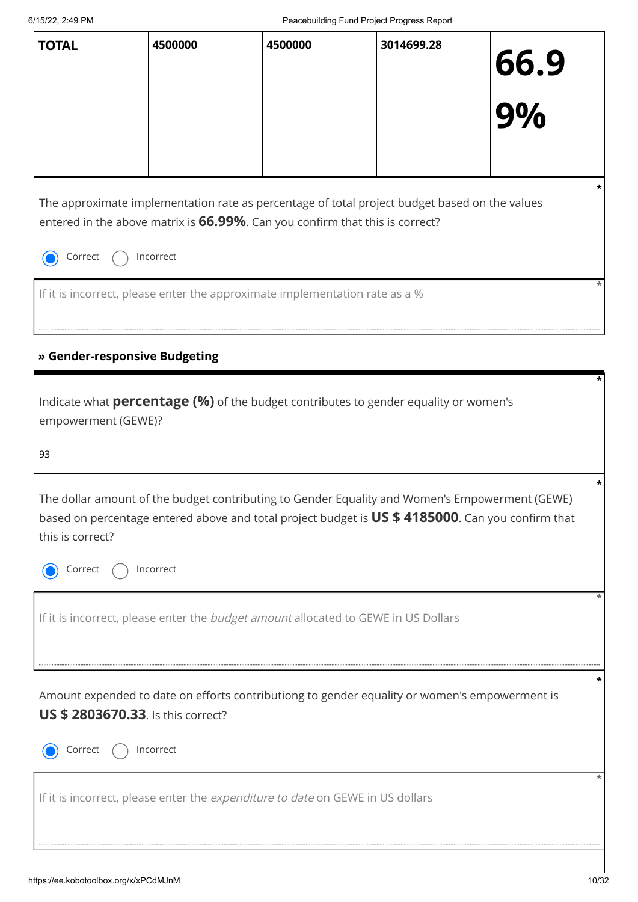| TOTAL | 4500000 | 4500000 | 3014699.28 | 66.99% |
|---|---|---|---|---|

The approximate implementation rate as percentage of total project budget based on the values entered in the above matrix is **66.99%**. Can you confirm that this is correct? *

◉ Correct ◯ Incorrect

If it is incorrect, please enter the approximate implementation rate as a % *

### » Gender-responsive Budgeting

Indicate what **percentage (%)** of the budget contributes to gender equality or women's empowerment (GEWE)? *

93

The dollar amount of the budget contributing to Gender Equality and Women's Empowerment (GEWE) based on percentage entered above and total project budget is **US $ 4185000**. Can you confirm that this is correct? *

◉ Correct ◯ Incorrect

If it is incorrect, please enter the *budget amount* allocated to GEWE in US Dollars *

Amount expended to date on efforts contributiong to gender equality or women's empowerment is **US $ 2803670.33**. Is this correct? *

◉ Correct ◯ Incorrect

If it is incorrect, please enter the *expenditure to date* on GEWE in US dollars *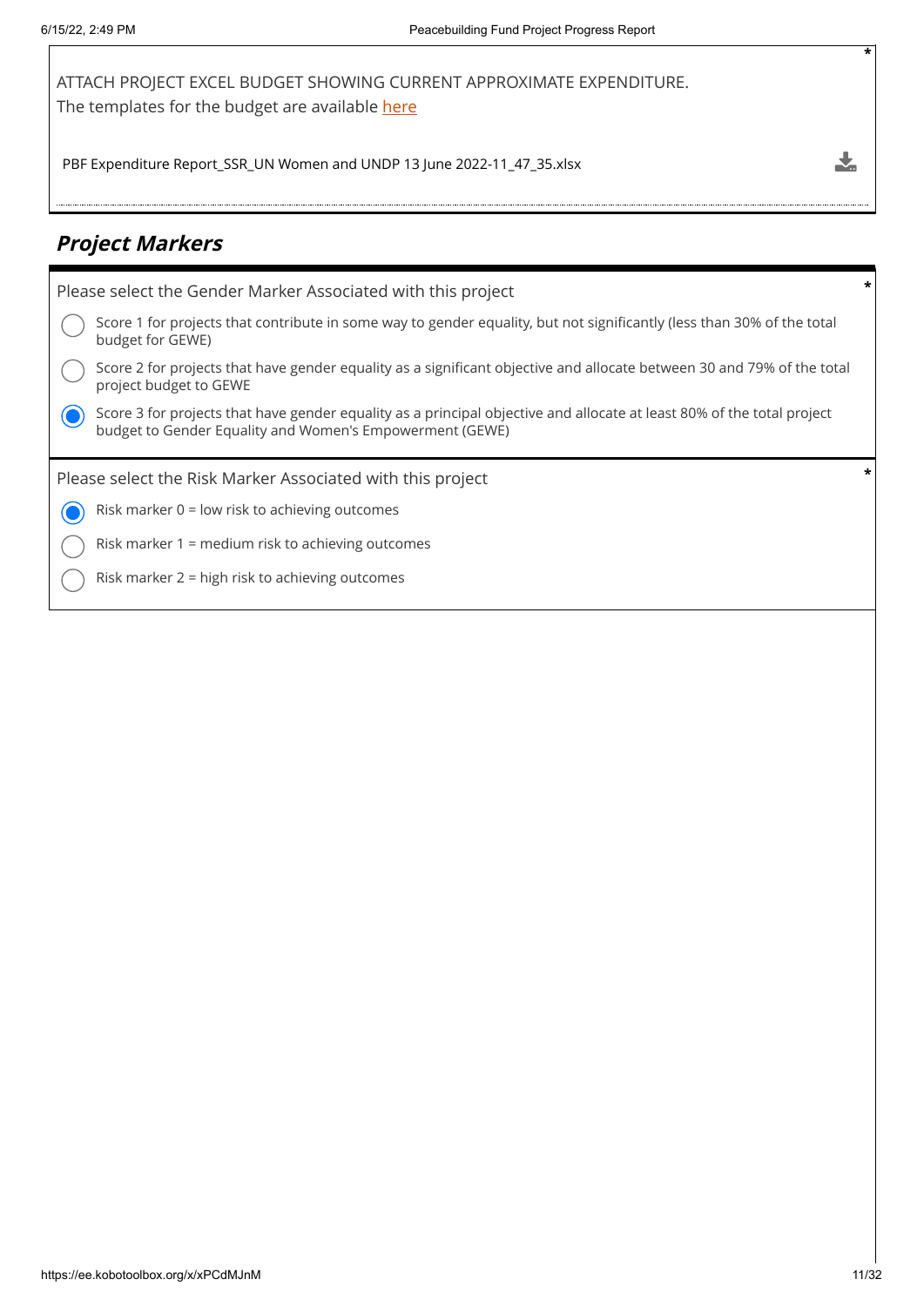ATTACH PROJECT EXCEL BUDGET SHOWING CURRENT APPROXIMATE EXPENDITURE.
The templates for the budget are available here

PBF Expenditure Report_SSR_UN Women and UNDP 13 June 2022-11_47_35.xlsx

## *Project Markers*

Please select the Gender Marker Associated with this project

- ( ) Score 1 for projects that contribute in some way to gender equality, but not significantly (less than 30% of the total budget for GEWE)
- ( ) Score 2 for projects that have gender equality as a significant objective and allocate between 30 and 79% of the total project budget to GEWE
- (x) Score 3 for projects that have gender equality as a principal objective and allocate at least 80% of the total project budget to Gender Equality and Women's Empowerment (GEWE)

Please select the Risk Marker Associated with this project

- (x) Risk marker 0 = low risk to achieving outcomes
- ( ) Risk marker 1 = medium risk to achieving outcomes
- ( ) Risk marker 2 = high risk to achieving outcomes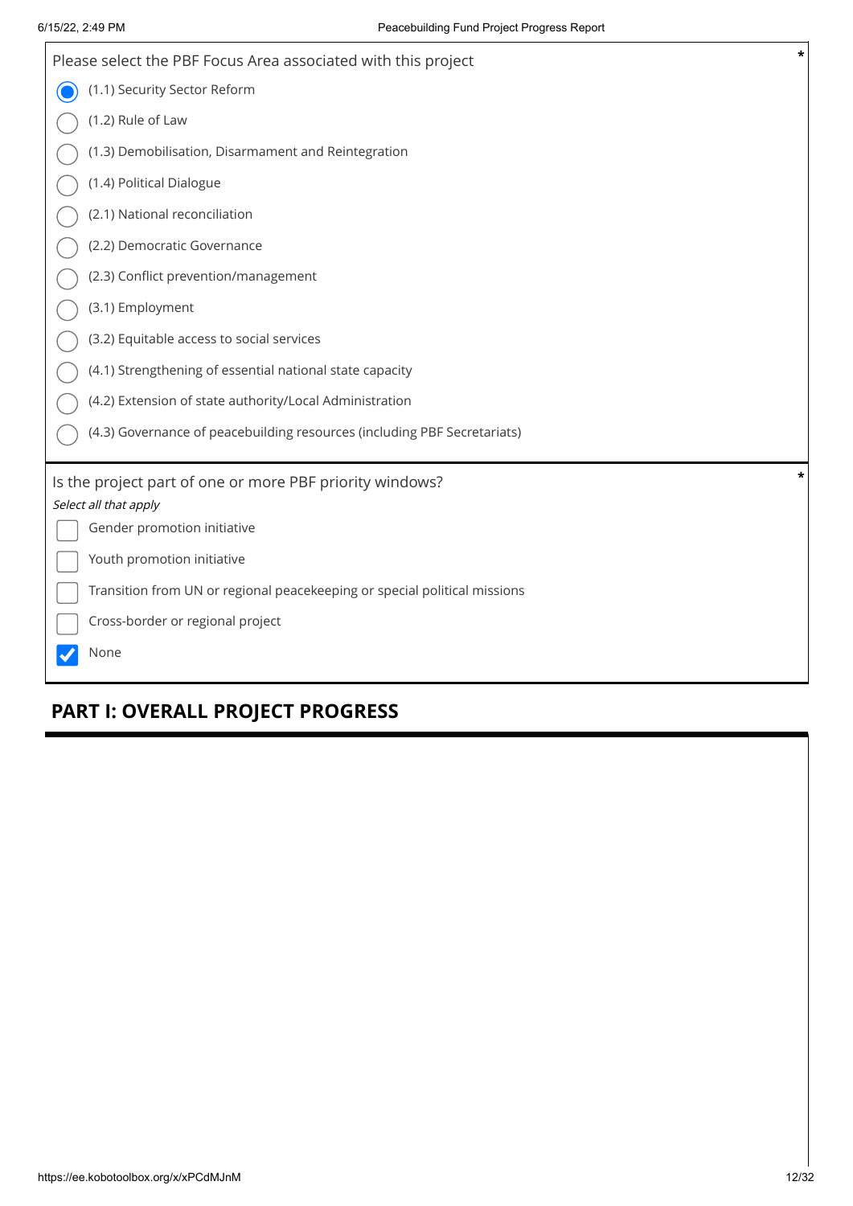Please select the PBF Focus Area associated with this project *

- [x] (1.1) Security Sector Reform
- [ ] (1.2) Rule of Law
- [ ] (1.3) Demobilisation, Disarmament and Reintegration
- [ ] (1.4) Political Dialogue
- [ ] (2.1) National reconciliation
- [ ] (2.2) Democratic Governance
- [ ] (2.3) Conflict prevention/management
- [ ] (3.1) Employment
- [ ] (3.2) Equitable access to social services
- [ ] (4.1) Strengthening of essential national state capacity
- [ ] (4.2) Extension of state authority/Local Administration
- [ ] (4.3) Governance of peacebuilding resources (including PBF Secretariats)

Is the project part of one or more PBF priority windows? *

*Select all that apply*

- [ ] Gender promotion initiative
- [ ] Youth promotion initiative
- [ ] Transition from UN or regional peacekeeping or special political missions
- [ ] Cross-border or regional project
- [x] None

## PART I: OVERALL PROJECT PROGRESS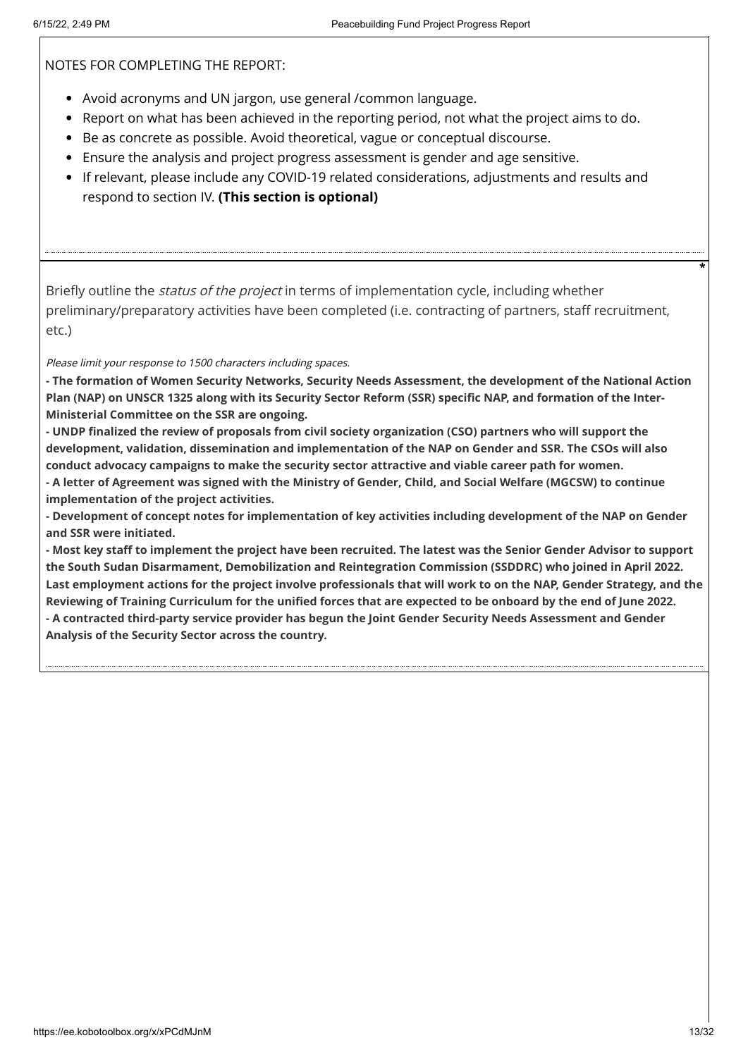NOTES FOR COMPLETING THE REPORT:

- Avoid acronyms and UN jargon, use general /common language.
- Report on what has been achieved in the reporting period, not what the project aims to do.
- Be as concrete as possible. Avoid theoretical, vague or conceptual discourse.
- Ensure the analysis and project progress assessment is gender and age sensitive.
- If relevant, please include any COVID-19 related considerations, adjustments and results and respond to section IV. **(This section is optional)**

*

Briefly outline the *status of the project* in terms of implementation cycle, including whether preliminary/preparatory activities have been completed (i.e. contracting of partners, staff recruitment, etc.)

*Please limit your response to 1500 characters including spaces.*

**- The formation of Women Security Networks, Security Needs Assessment, the development of the National Action Plan (NAP) on UNSCR 1325 along with its Security Sector Reform (SSR) specific NAP, and formation of the Inter-Ministerial Committee on the SSR are ongoing.**
**- UNDP finalized the review of proposals from civil society organization (CSO) partners who will support the development, validation, dissemination and implementation of the NAP on Gender and SSR. The CSOs will also conduct advocacy campaigns to make the security sector attractive and viable career path for women.**
**- A letter of Agreement was signed with the Ministry of Gender, Child, and Social Welfare (MGCSW) to continue implementation of the project activities.**
**- Development of concept notes for implementation of key activities including development of the NAP on Gender and SSR were initiated.**
**- Most key staff to implement the project have been recruited. The latest was the Senior Gender Advisor to support the South Sudan Disarmament, Demobilization and Reintegration Commission (SSDDRC) who joined in April 2022. Last employment actions for the project involve professionals that will work to on the NAP, Gender Strategy, and the Reviewing of Training Curriculum for the unified forces that are expected to be onboard by the end of June 2022.**
**- A contracted third-party service provider has begun the Joint Gender Security Needs Assessment and Gender Analysis of the Security Sector across the country.**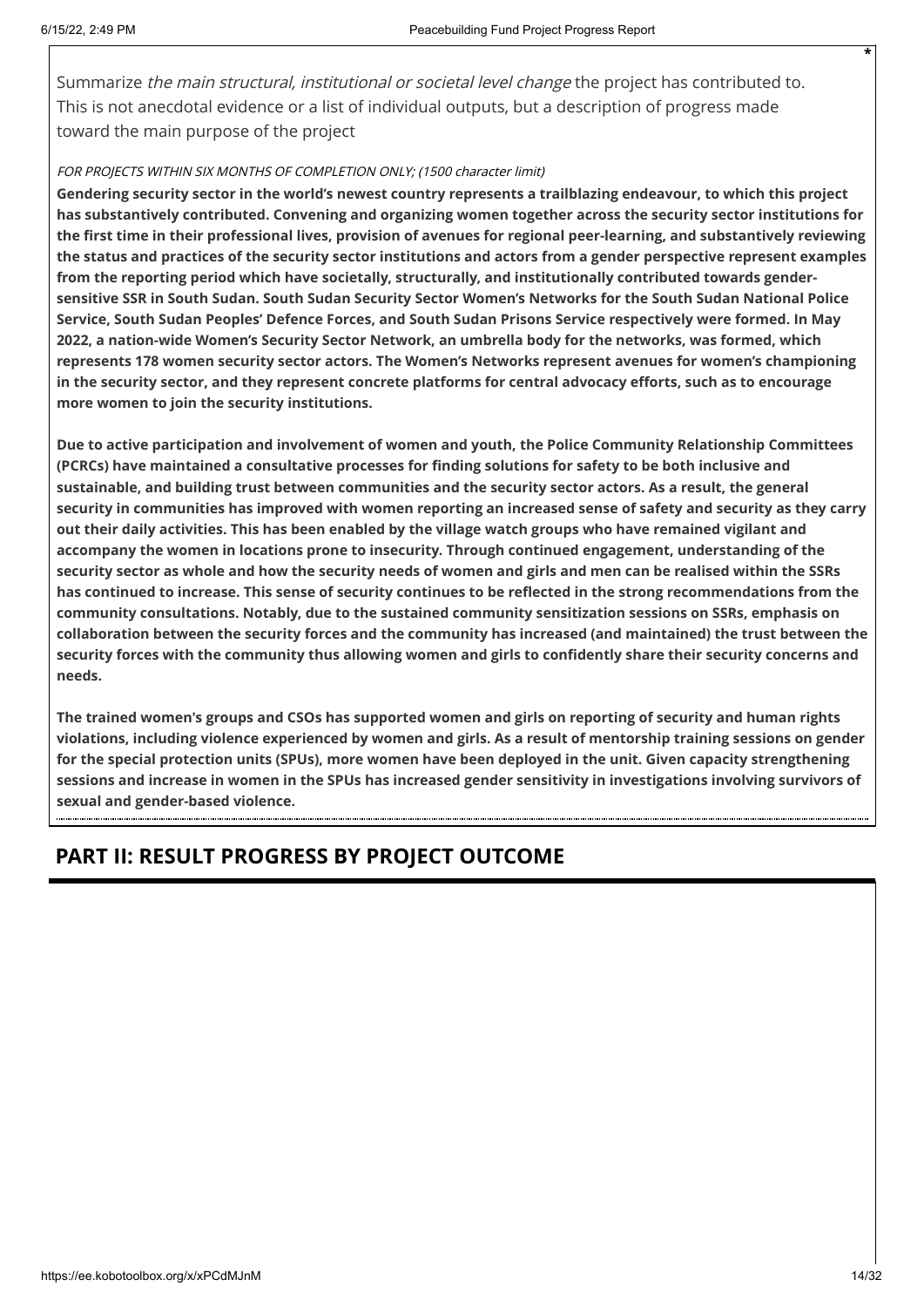Summarize *the main structural, institutional or societal level change* the project has contributed to. This is not anecdotal evidence or a list of individual outputs, but a description of progress made toward the main purpose of the project

*FOR PROJECTS WITHIN SIX MONTHS OF COMPLETION ONLY; (1500 character limit)*

**Gendering security sector in the world's newest country represents a trailblazing endeavour, to which this project has substantively contributed. Convening and organizing women together across the security sector institutions for the first time in their professional lives, provision of avenues for regional peer-learning, and substantively reviewing the status and practices of the security sector institutions and actors from a gender perspective represent examples from the reporting period which have societally, structurally, and institutionally contributed towards gender-sensitive SSR in South Sudan. South Sudan Security Sector Women's Networks for the South Sudan National Police Service, South Sudan Peoples' Defence Forces, and South Sudan Prisons Service respectively were formed. In May 2022, a nation-wide Women's Security Sector Network, an umbrella body for the networks, was formed, which represents 178 women security sector actors. The Women's Networks represent avenues for women's championing in the security sector, and they represent concrete platforms for central advocacy efforts, such as to encourage more women to join the security institutions.**

**Due to active participation and involvement of women and youth, the Police Community Relationship Committees (PCRCs) have maintained a consultative processes for finding solutions for safety to be both inclusive and sustainable, and building trust between communities and the security sector actors. As a result, the general security in communities has improved with women reporting an increased sense of safety and security as they carry out their daily activities. This has been enabled by the village watch groups who have remained vigilant and accompany the women in locations prone to insecurity. Through continued engagement, understanding of the security sector as whole and how the security needs of women and girls and men can be realised within the SSRs has continued to increase. This sense of security continues to be reflected in the strong recommendations from the community consultations. Notably, due to the sustained community sensitization sessions on SSRs, emphasis on collaboration between the security forces and the community has increased (and maintained) the trust between the security forces with the community thus allowing women and girls to confidently share their security concerns and needs.**

**The trained women's groups and CSOs has supported women and girls on reporting of security and human rights violations, including violence experienced by women and girls. As a result of mentorship training sessions on gender for the special protection units (SPUs), more women have been deployed in the unit. Given capacity strengthening sessions and increase in women in the SPUs has increased gender sensitivity in investigations involving survivors of sexual and gender-based violence.**

## PART II: RESULT PROGRESS BY PROJECT OUTCOME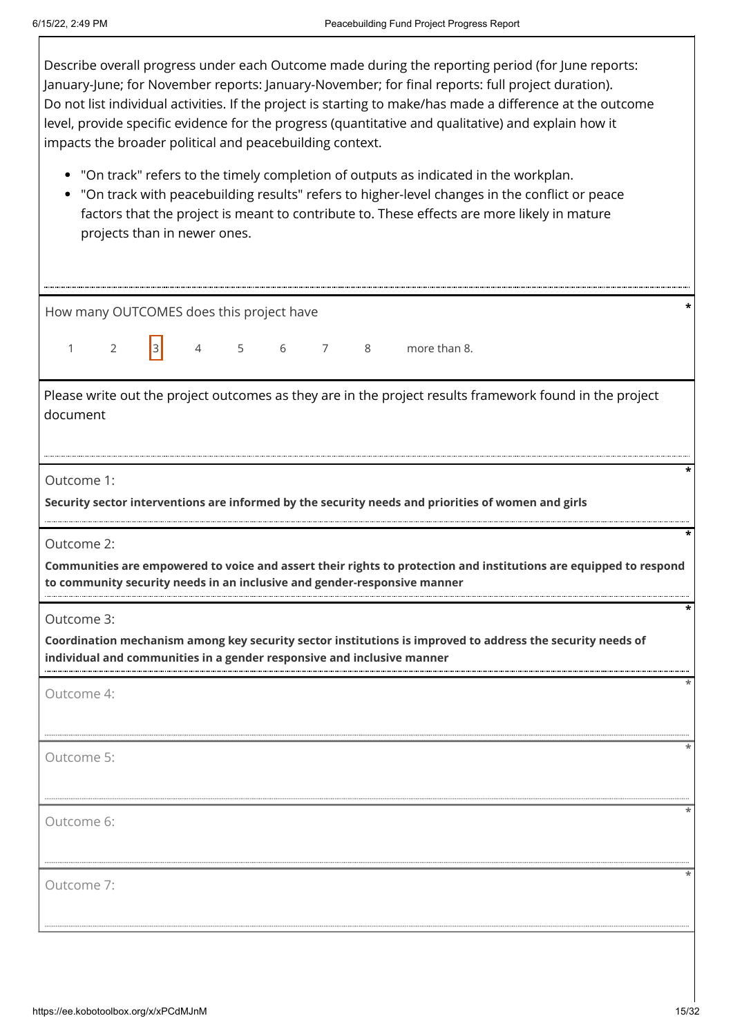Describe overall progress under each Outcome made during the reporting period (for June reports: January-June; for November reports: January-November; for final reports: full project duration). Do not list individual activities. If the project is starting to make/has made a difference at the outcome level, provide specific evidence for the progress (quantitative and qualitative) and explain how it impacts the broader political and peacebuilding context.

- "On track" refers to the timely completion of outputs as indicated in the workplan.
- "On track with peacebuilding results" refers to higher-level changes in the conflict or peace factors that the project is meant to contribute to. These effects are more likely in mature projects than in newer ones.

How many OUTCOMES does this project have *

1 2 [3] 4 5 6 7 8 more than 8.

Please write out the project outcomes as they are in the project results framework found in the project document

Outcome 1: *

**Security sector interventions are informed by the security needs and priorities of women and girls**

Outcome 2: *

**Communities are empowered to voice and assert their rights to protection and institutions are equipped to respond to community security needs in an inclusive and gender-responsive manner**

Outcome 3: *

**Coordination mechanism among key security sector institutions is improved to address the security needs of individual and communities in a gender responsive and inclusive manner**

Outcome 4: *

Outcome 5: *

Outcome 6: *

Outcome 7: *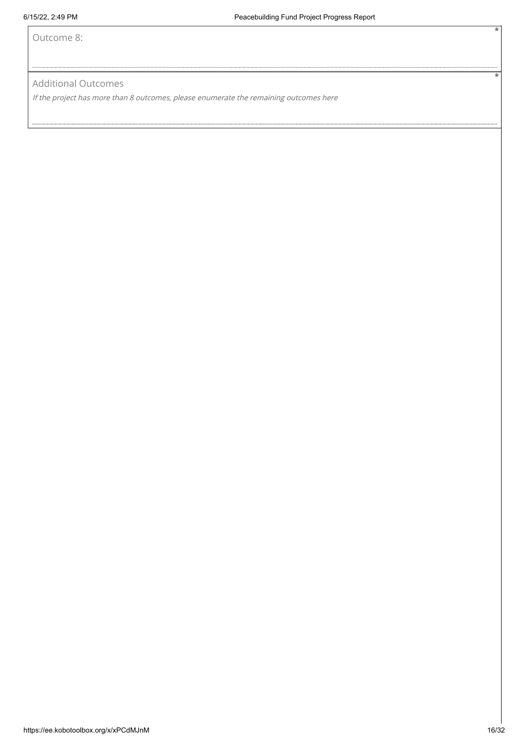Outcome 8: *

Additional Outcomes *

*If the project has more than 8 outcomes, please enumerate the remaining outcomes here*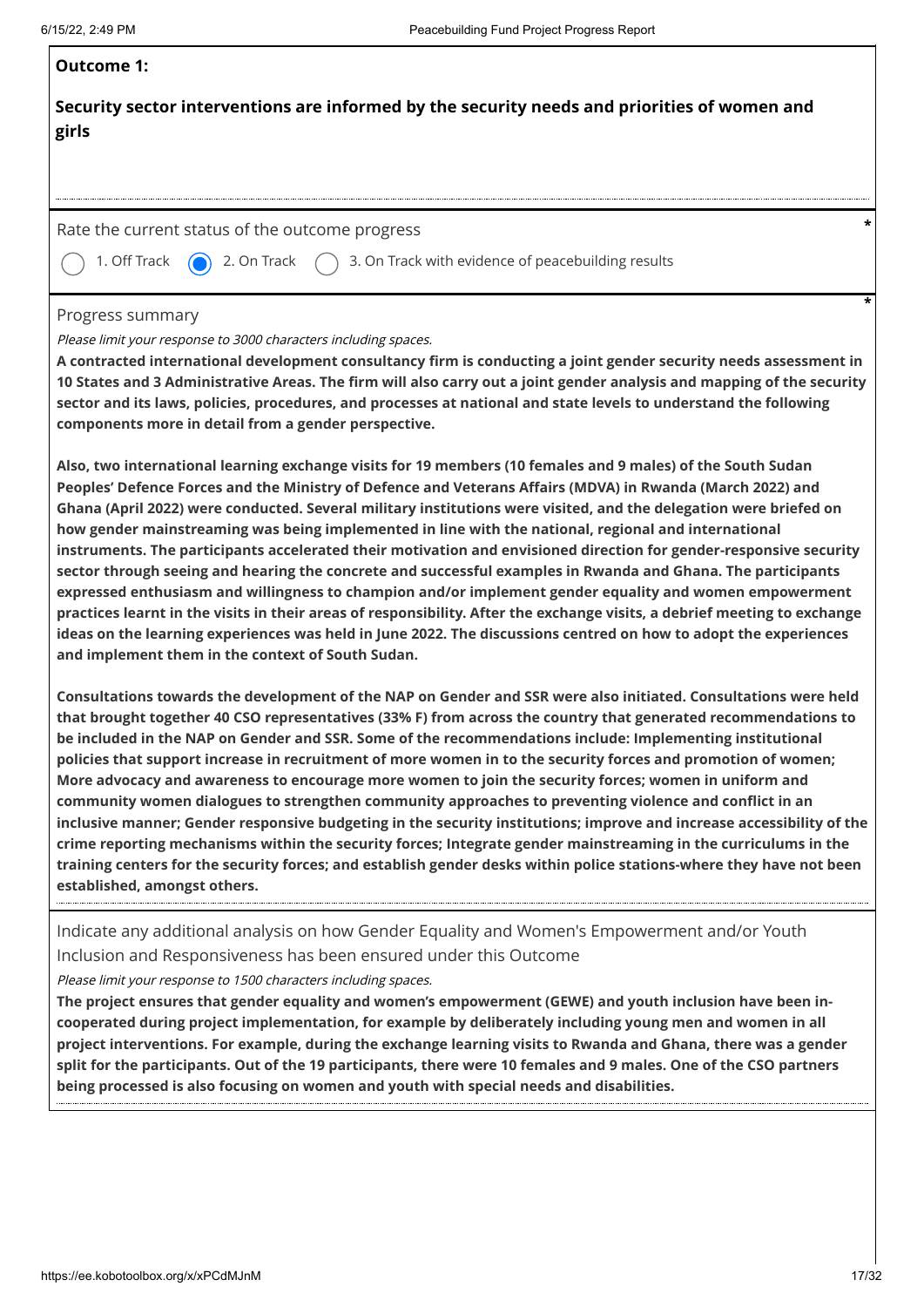**Outcome 1:**

**Security sector interventions are informed by the security needs and priorities of women and girls**

Rate the current status of the outcome progress *

- ○ 1. Off Track
- ◉ 2. On Track
- ○ 3. On Track with evidence of peacebuilding results

Progress summary *

*Please limit your response to 3000 characters including spaces.*

**A contracted international development consultancy firm is conducting a joint gender security needs assessment in 10 States and 3 Administrative Areas. The firm will also carry out a joint gender analysis and mapping of the security sector and its laws, policies, procedures, and processes at national and state levels to understand the following components more in detail from a gender perspective.**

**Also, two international learning exchange visits for 19 members (10 females and 9 males) of the South Sudan Peoples' Defence Forces and the Ministry of Defence and Veterans Affairs (MDVA) in Rwanda (March 2022) and Ghana (April 2022) were conducted. Several military institutions were visited, and the delegation were briefed on how gender mainstreaming was being implemented in line with the national, regional and international instruments. The participants accelerated their motivation and envisioned direction for gender-responsive security sector through seeing and hearing the concrete and successful examples in Rwanda and Ghana. The participants expressed enthusiasm and willingness to champion and/or implement gender equality and women empowerment practices learnt in the visits in their areas of responsibility. After the exchange visits, a debrief meeting to exchange ideas on the learning experiences was held in June 2022. The discussions centred on how to adopt the experiences and implement them in the context of South Sudan.**

**Consultations towards the development of the NAP on Gender and SSR were also initiated. Consultations were held that brought together 40 CSO representatives (33% F) from across the country that generated recommendations to be included in the NAP on Gender and SSR. Some of the recommendations include: Implementing institutional policies that support increase in recruitment of more women in to the security forces and promotion of women; More advocacy and awareness to encourage more women to join the security forces; women in uniform and community women dialogues to strengthen community approaches to preventing violence and conflict in an inclusive manner; Gender responsive budgeting in the security institutions; improve and increase accessibility of the crime reporting mechanisms within the security forces; Integrate gender mainstreaming in the curriculums in the training centers for the security forces; and establish gender desks within police stations-where they have not been established, amongst others.**

Indicate any additional analysis on how Gender Equality and Women's Empowerment and/or Youth Inclusion and Responsiveness has been ensured under this Outcome

*Please limit your response to 1500 characters including spaces.*

**The project ensures that gender equality and women's empowerment (GEWE) and youth inclusion have been in-cooperated during project implementation, for example by deliberately including young men and women in all project interventions. For example, during the exchange learning visits to Rwanda and Ghana, there was a gender split for the participants. Out of the 19 participants, there were 10 females and 9 males. One of the CSO partners being processed is also focusing on women and youth with special needs and disabilities.**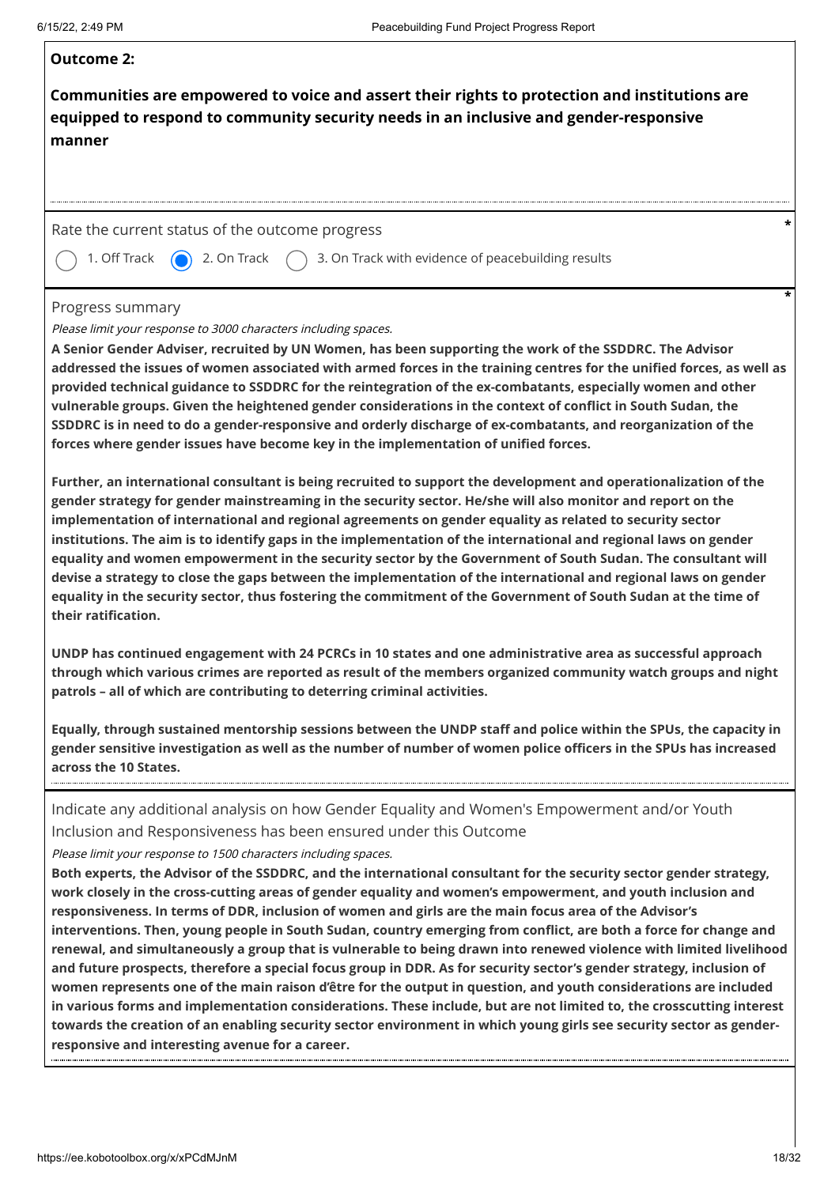**Outcome 2:**

**Communities are empowered to voice and assert their rights to protection and institutions are equipped to respond to community security needs in an inclusive and gender-responsive manner**

Rate the current status of the outcome progress *

◯ 1. Off Track ◉ 2. On Track ◯ 3. On Track with evidence of peacebuilding results

Progress summary *

*Please limit your response to 3000 characters including spaces.*

**A Senior Gender Adviser, recruited by UN Women, has been supporting the work of the SSDDRC. The Advisor addressed the issues of women associated with armed forces in the training centres for the unified forces, as well as provided technical guidance to SSDDRC for the reintegration of the ex-combatants, especially women and other vulnerable groups. Given the heightened gender considerations in the context of conflict in South Sudan, the SSDDRC is in need to do a gender-responsive and orderly discharge of ex-combatants, and reorganization of the forces where gender issues have become key in the implementation of unified forces.**

**Further, an international consultant is being recruited to support the development and operationalization of the gender strategy for gender mainstreaming in the security sector. He/she will also monitor and report on the implementation of international and regional agreements on gender equality as related to security sector institutions. The aim is to identify gaps in the implementation of the international and regional laws on gender equality and women empowerment in the security sector by the Government of South Sudan. The consultant will devise a strategy to close the gaps between the implementation of the international and regional laws on gender equality in the security sector, thus fostering the commitment of the Government of South Sudan at the time of their ratification.**

**UNDP has continued engagement with 24 PCRCs in 10 states and one administrative area as successful approach through which various crimes are reported as result of the members organized community watch groups and night patrols – all of which are contributing to deterring criminal activities.**

**Equally, through sustained mentorship sessions between the UNDP staff and police within the SPUs, the capacity in gender sensitive investigation as well as the number of number of women police officers in the SPUs has increased across the 10 States.**

Indicate any additional analysis on how Gender Equality and Women's Empowerment and/or Youth Inclusion and Responsiveness has been ensured under this Outcome

*Please limit your response to 1500 characters including spaces.*

**Both experts, the Advisor of the SSDDRC, and the international consultant for the security sector gender strategy, work closely in the cross-cutting areas of gender equality and women's empowerment, and youth inclusion and responsiveness. In terms of DDR, inclusion of women and girls are the main focus area of the Advisor's interventions. Then, young people in South Sudan, country emerging from conflict, are both a force for change and renewal, and simultaneously a group that is vulnerable to being drawn into renewed violence with limited livelihood and future prospects, therefore a special focus group in DDR. As for security sector's gender strategy, inclusion of women represents one of the main raison d'être for the output in question, and youth considerations are included in various forms and implementation considerations. These include, but are not limited to, the crosscutting interest towards the creation of an enabling security sector environment in which young girls see security sector as gender-responsive and interesting avenue for a career.**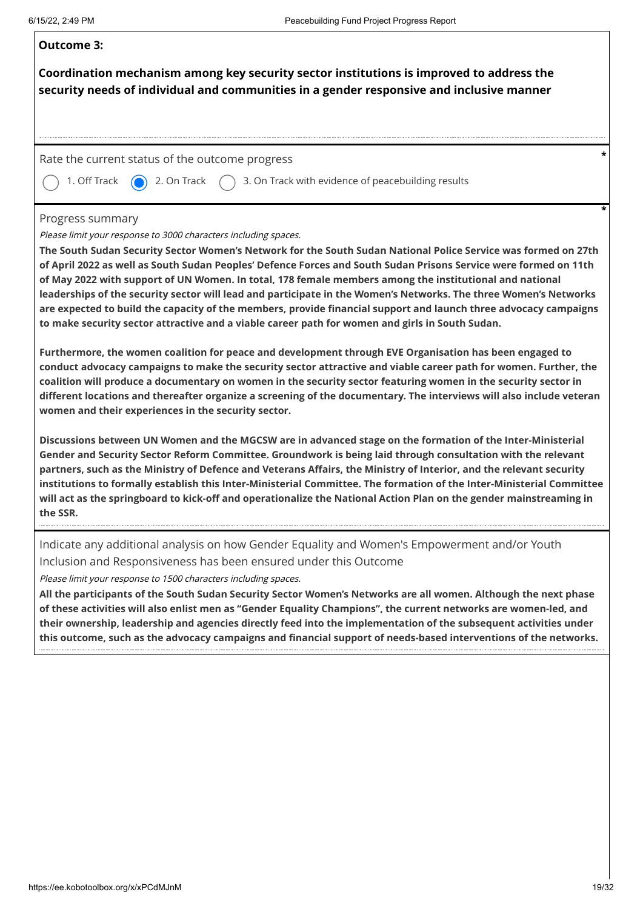**Outcome 3:**

**Coordination mechanism among key security sector institutions is improved to address the security needs of individual and communities in a gender responsive and inclusive manner**

Rate the current status of the outcome progress *

- ( ) 1. Off Track
- (•) 2. On Track
- ( ) 3. On Track with evidence of peacebuilding results

Progress summary *

*Please limit your response to 3000 characters including spaces.*

**The South Sudan Security Sector Women's Network for the South Sudan National Police Service was formed on 27th of April 2022 as well as South Sudan Peoples' Defence Forces and South Sudan Prisons Service were formed on 11th of May 2022 with support of UN Women. In total, 178 female members among the institutional and national leaderships of the security sector will lead and participate in the Women's Networks. The three Women's Networks are expected to build the capacity of the members, provide financial support and launch three advocacy campaigns to make security sector attractive and a viable career path for women and girls in South Sudan.**

**Furthermore, the women coalition for peace and development through EVE Organisation has been engaged to conduct advocacy campaigns to make the security sector attractive and viable career path for women. Further, the coalition will produce a documentary on women in the security sector featuring women in the security sector in different locations and thereafter organize a screening of the documentary. The interviews will also include veteran women and their experiences in the security sector.**

**Discussions between UN Women and the MGCSW are in advanced stage on the formation of the Inter-Ministerial Gender and Security Sector Reform Committee. Groundwork is being laid through consultation with the relevant partners, such as the Ministry of Defence and Veterans Affairs, the Ministry of Interior, and the relevant security institutions to formally establish this Inter-Ministerial Committee. The formation of the Inter-Ministerial Committee will act as the springboard to kick-off and operationalize the National Action Plan on the gender mainstreaming in the SSR.**

Indicate any additional analysis on how Gender Equality and Women's Empowerment and/or Youth Inclusion and Responsiveness has been ensured under this Outcome

*Please limit your response to 1500 characters including spaces.*

**All the participants of the South Sudan Security Sector Women's Networks are all women. Although the next phase of these activities will also enlist men as "Gender Equality Champions", the current networks are women-led, and their ownership, leadership and agencies directly feed into the implementation of the subsequent activities under this outcome, such as the advocacy campaigns and financial support of needs-based interventions of the networks.**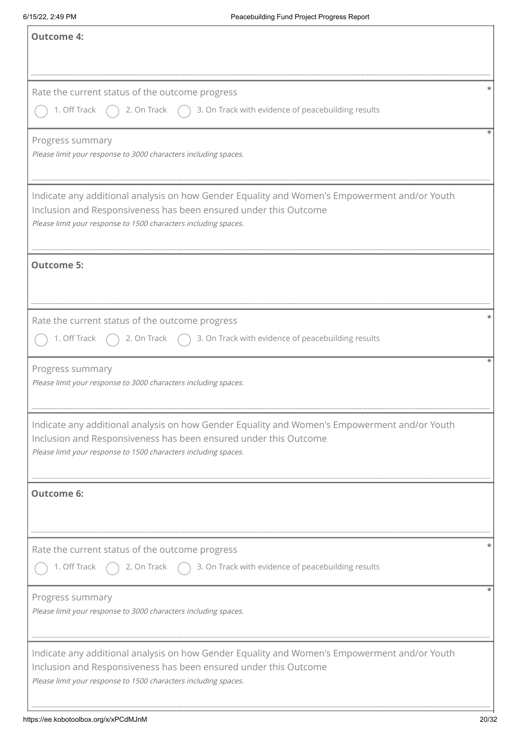**Outcome 4:**

Rate the current status of the outcome progress *

- ◯ 1. Off Track
- ◯ 2. On Track
- ◯ 3. On Track with evidence of peacebuilding results

Progress summary *

*Please limit your response to 3000 characters including spaces.*

Indicate any additional analysis on how Gender Equality and Women's Empowerment and/or Youth Inclusion and Responsiveness has been ensured under this Outcome

*Please limit your response to 1500 characters including spaces.*

**Outcome 5:**

Rate the current status of the outcome progress *

- ◯ 1. Off Track
- ◯ 2. On Track
- ◯ 3. On Track with evidence of peacebuilding results

Progress summary *

*Please limit your response to 3000 characters including spaces.*

Indicate any additional analysis on how Gender Equality and Women's Empowerment and/or Youth Inclusion and Responsiveness has been ensured under this Outcome

*Please limit your response to 1500 characters including spaces.*

**Outcome 6:**

Rate the current status of the outcome progress *

- ◯ 1. Off Track
- ◯ 2. On Track
- ◯ 3. On Track with evidence of peacebuilding results

Progress summary *

*Please limit your response to 3000 characters including spaces.*

Indicate any additional analysis on how Gender Equality and Women's Empowerment and/or Youth Inclusion and Responsiveness has been ensured under this Outcome

*Please limit your response to 1500 characters including spaces.*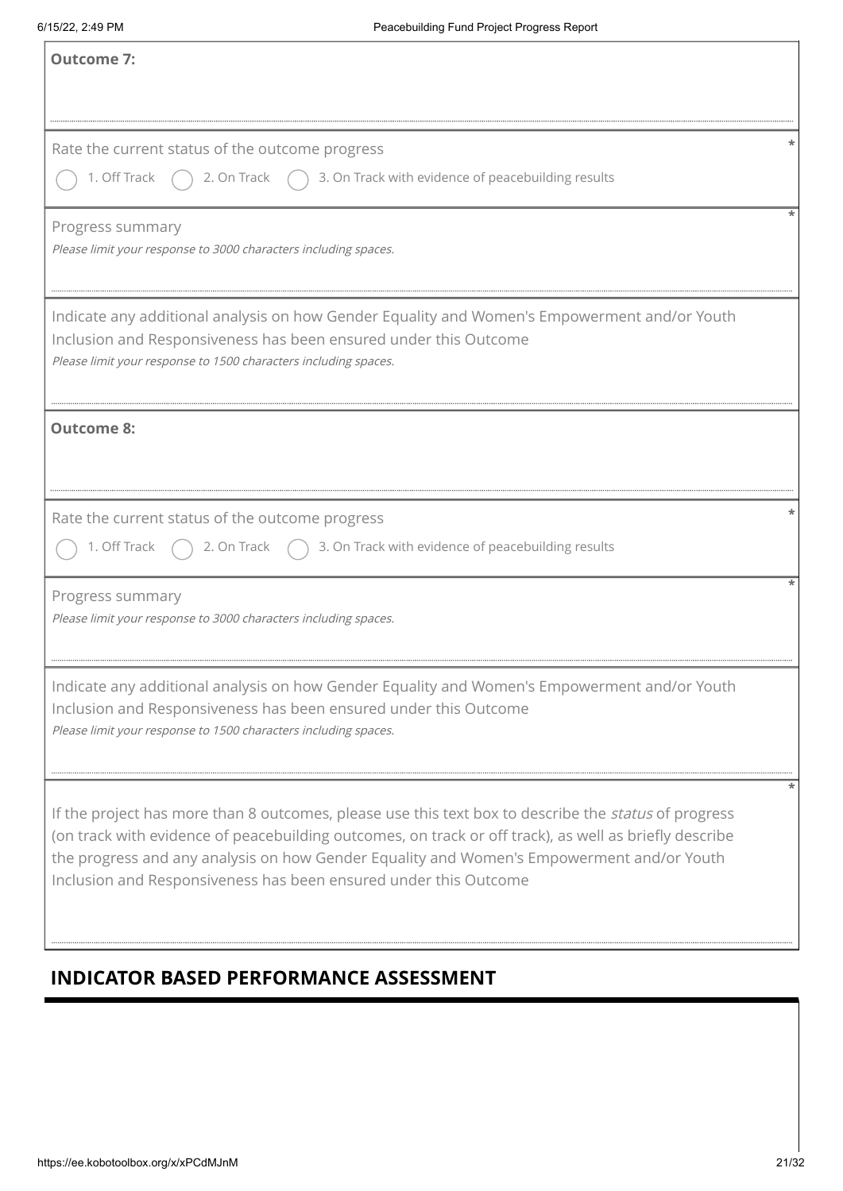**Outcome 7:**

Rate the current status of the outcome progress *

◯ 1. Off Track ◯ 2. On Track ◯ 3. On Track with evidence of peacebuilding results

Progress summary *

*Please limit your response to 3000 characters including spaces.*

Indicate any additional analysis on how Gender Equality and Women's Empowerment and/or Youth Inclusion and Responsiveness has been ensured under this Outcome

*Please limit your response to 1500 characters including spaces.*

**Outcome 8:**

Rate the current status of the outcome progress *

◯ 1. Off Track ◯ 2. On Track ◯ 3. On Track with evidence of peacebuilding results

Progress summary *

*Please limit your response to 3000 characters including spaces.*

Indicate any additional analysis on how Gender Equality and Women's Empowerment and/or Youth Inclusion and Responsiveness has been ensured under this Outcome

*Please limit your response to 1500 characters including spaces.*

If the project has more than 8 outcomes, please use this text box to describe the *status* of progress (on track with evidence of peacebuilding outcomes, on track or off track), as well as briefly describe the progress and any analysis on how Gender Equality and Women's Empowerment and/or Youth Inclusion and Responsiveness has been ensured under this Outcome *

## INDICATOR BASED PERFORMANCE ASSESSMENT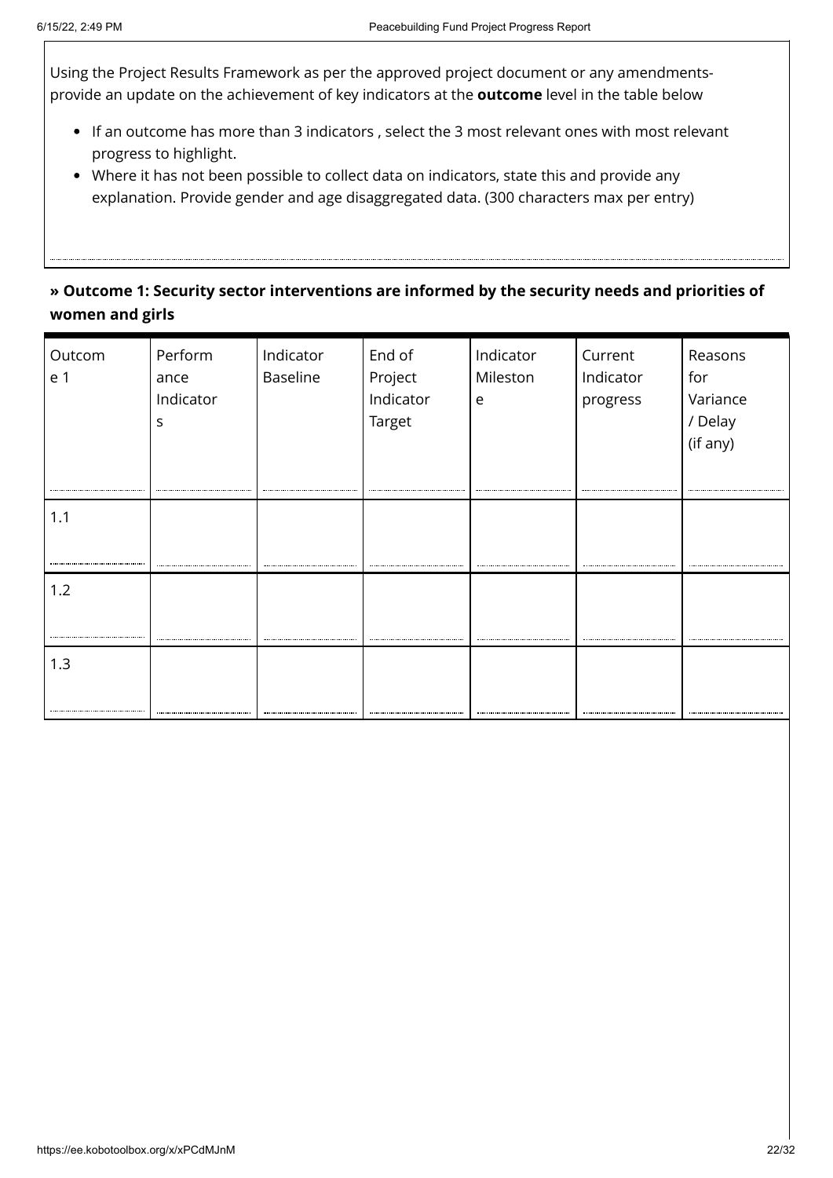Using the Project Results Framework as per the approved project document or any amendments- provide an update on the achievement of key indicators at the **outcome** level in the table below

- If an outcome has more than 3 indicators , select the 3 most relevant ones with most relevant progress to highlight.
- Where it has not been possible to collect data on indicators, state this and provide any explanation. Provide gender and age disaggregated data. (300 characters max per entry)

### » Outcome 1: Security sector interventions are informed by the security needs and priorities of women and girls

| Outcome 1 | Performance Indicators | Indicator Baseline | End of Project Indicator Target | Indicator Milestone | Current Indicator progress | Reasons for Variance / Delay (if any) |
|---|---|---|---|---|---|---|
| 1.1 | | | | | | |
| 1.2 | | | | | | |
| 1.3 | | | | | | |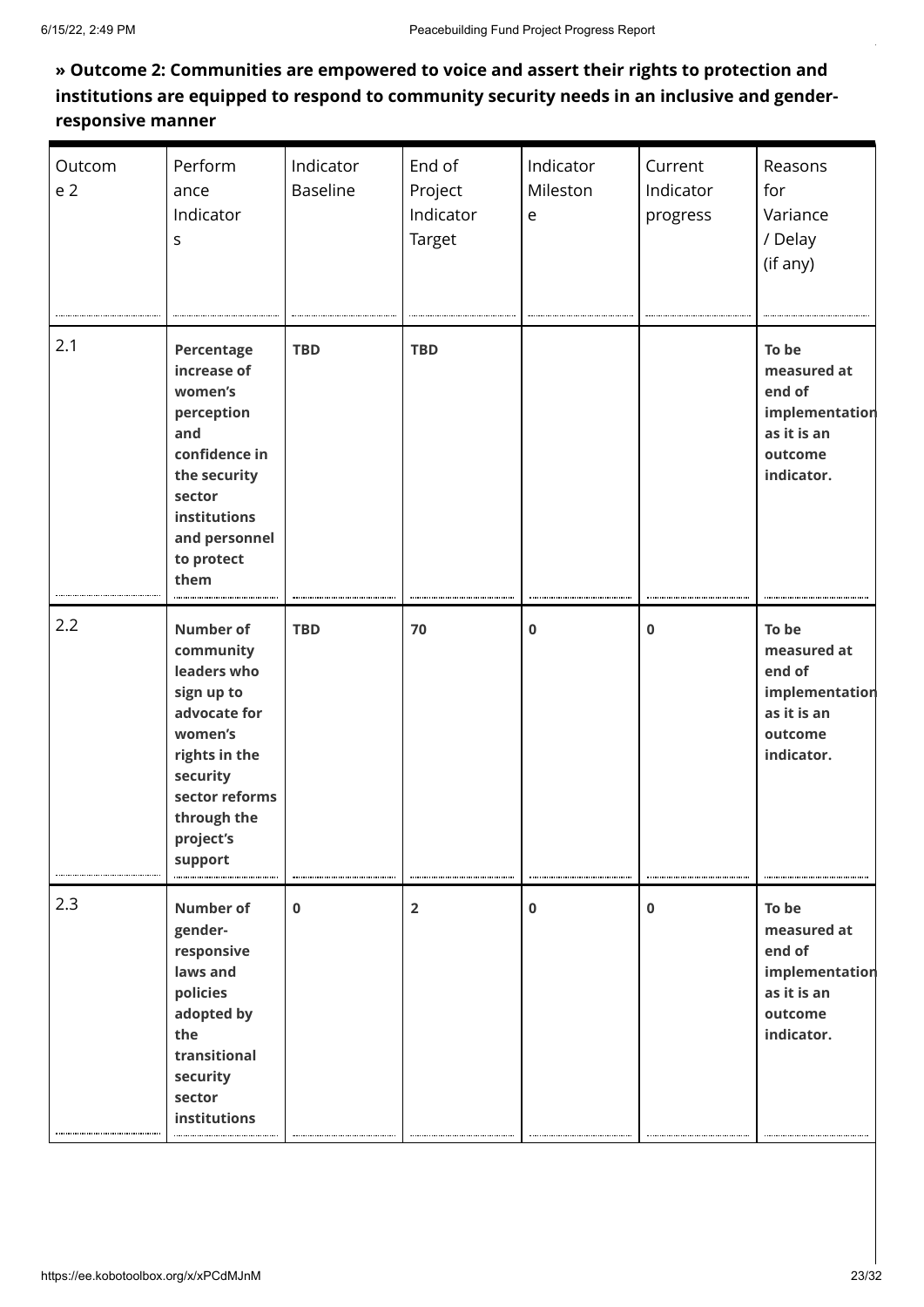**» Outcome 2: Communities are empowered to voice and assert their rights to protection and institutions are equipped to respond to community security needs in an inclusive and gender-responsive manner**

| Outcome 2 | Performance Indicators | Indicator Baseline | End of Project Indicator Target | Indicator Milestone | Current Indicator progress | Reasons for Variance / Delay (if any) |
|---|---|---|---|---|---|---|
| 2.1 | **Percentage increase of women's perception and confidence in the security sector institutions and personnel to protect them** | **TBD** | **TBD** | | | **To be measured at end of implementation as it is an outcome indicator.** |
| 2.2 | **Number of community leaders who sign up to advocate for women's rights in the security sector reforms through the project's support** | **TBD** | **70** | **0** | **0** | **To be measured at end of implementation as it is an outcome indicator.** |
| 2.3 | **Number of gender-responsive laws and policies adopted by the transitional security sector institutions** | **0** | **2** | **0** | **0** | **To be measured at end of implementation as it is an outcome indicator.** |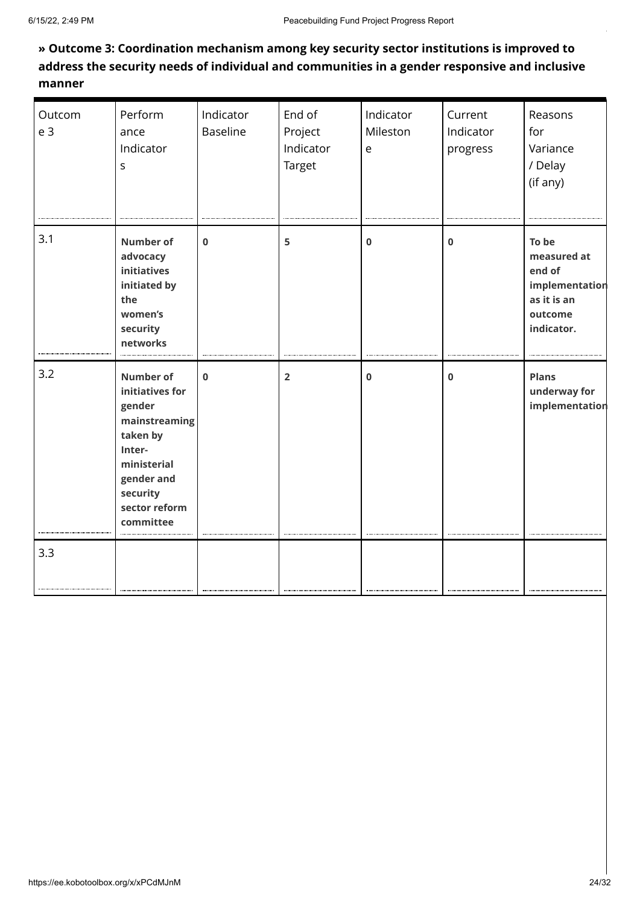**» Outcome 3: Coordination mechanism among key security sector institutions is improved to address the security needs of individual and communities in a gender responsive and inclusive manner**

| Outcome 3 | Performance Indicators | Indicator Baseline | End of Project Indicator Target | Indicator Milestone | Current Indicator progress | Reasons for Variance / Delay (if any) |
|---|---|---|---|---|---|---|
| 3.1 | **Number of advocacy initiatives initiated by the women's security networks** | **0** | **5** | **0** | **0** | **To be measured at end of implementation as it is an outcome indicator.** |
| 3.2 | **Number of initiatives for gender mainstreaming taken by Inter-ministerial gender and security sector reform committee** | **0** | **2** | **0** | **0** | **Plans underway for implementation** |
| 3.3 | | | | | | |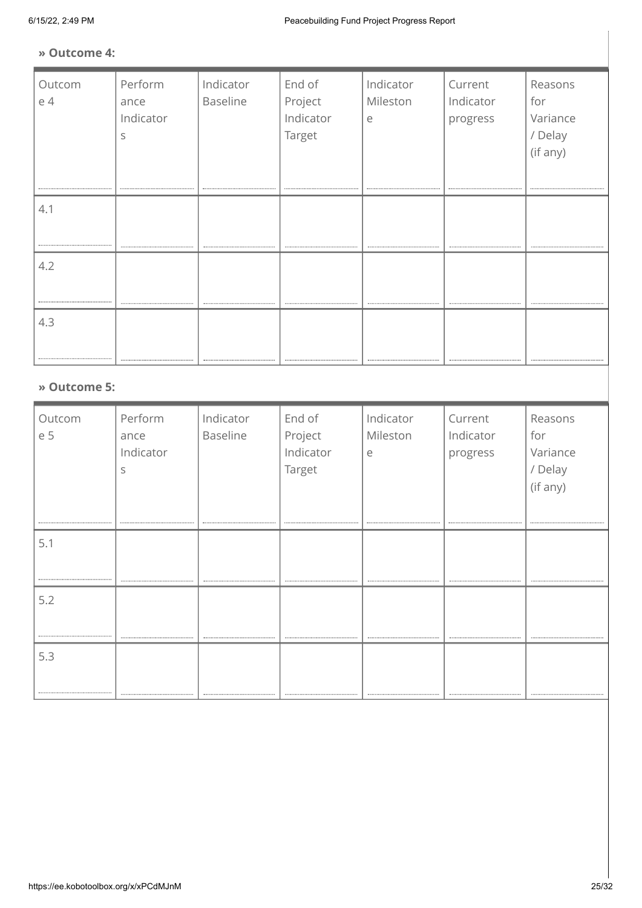**» Outcome 4:**

| Outcome 4 | Performance Indicators | Indicator Baseline | End of Project Indicator Target | Indicator Milestone | Current Indicator progress | Reasons for Variance / Delay (if any) |
|---|---|---|---|---|---|---|
| 4.1 | | | | | | |
| 4.2 | | | | | | |
| 4.3 | | | | | | |

**» Outcome 5:**

| Outcome 5 | Performance Indicators | Indicator Baseline | End of Project Indicator Target | Indicator Milestone | Current Indicator progress | Reasons for Variance / Delay (if any) |
|---|---|---|---|---|---|---|
| 5.1 | | | | | | |
| 5.2 | | | | | | |
| 5.3 | | | | | | |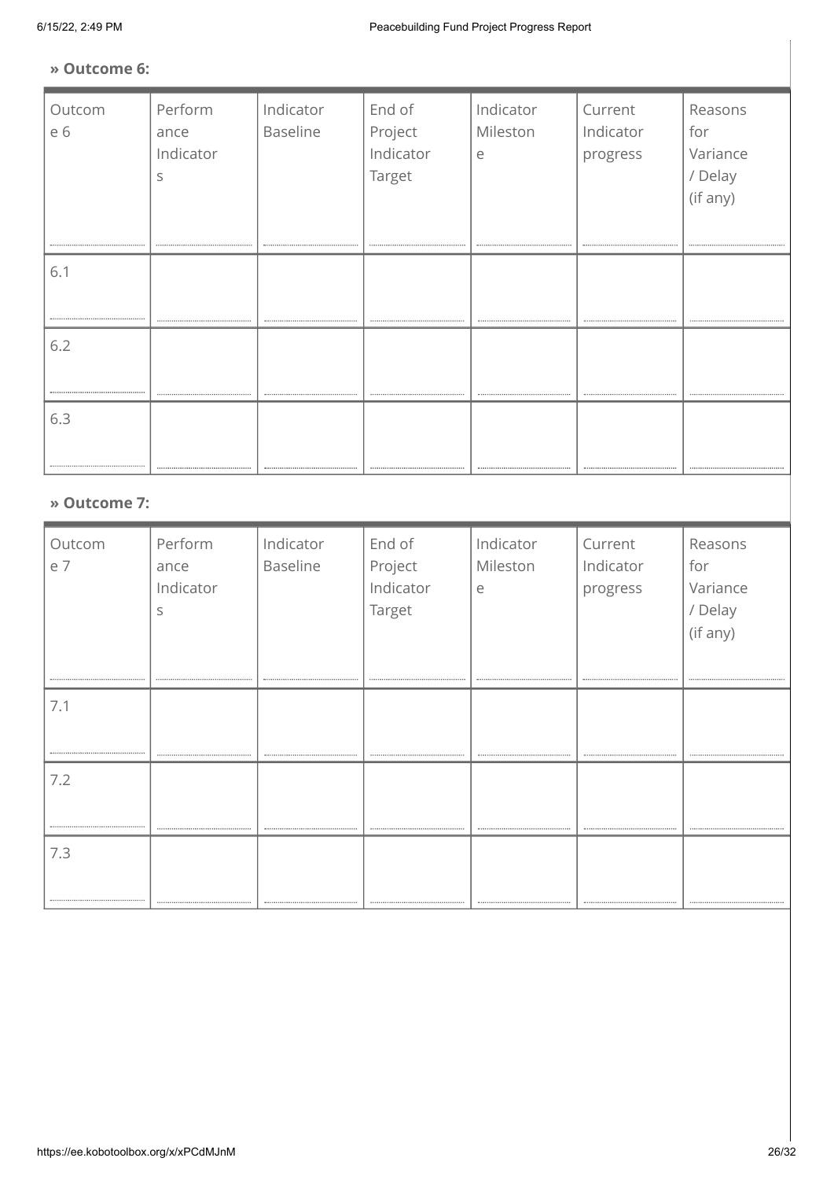**» Outcome 6:**

| Outcome 6 | Performance Indicators | Indicator Baseline | End of Project Indicator Target | Indicator Milestone | Current Indicator progress | Reasons for Variance / Delay (if any) |
|---|---|---|---|---|---|---|
| 6.1 | | | | | | |
| 6.2 | | | | | | |
| 6.3 | | | | | | |

**» Outcome 7:**

| Outcome 7 | Performance Indicators | Indicator Baseline | End of Project Indicator Target | Indicator Milestone | Current Indicator progress | Reasons for Variance / Delay (if any) |
|---|---|---|---|---|---|---|
| 7.1 | | | | | | |
| 7.2 | | | | | | |
| 7.3 | | | | | | |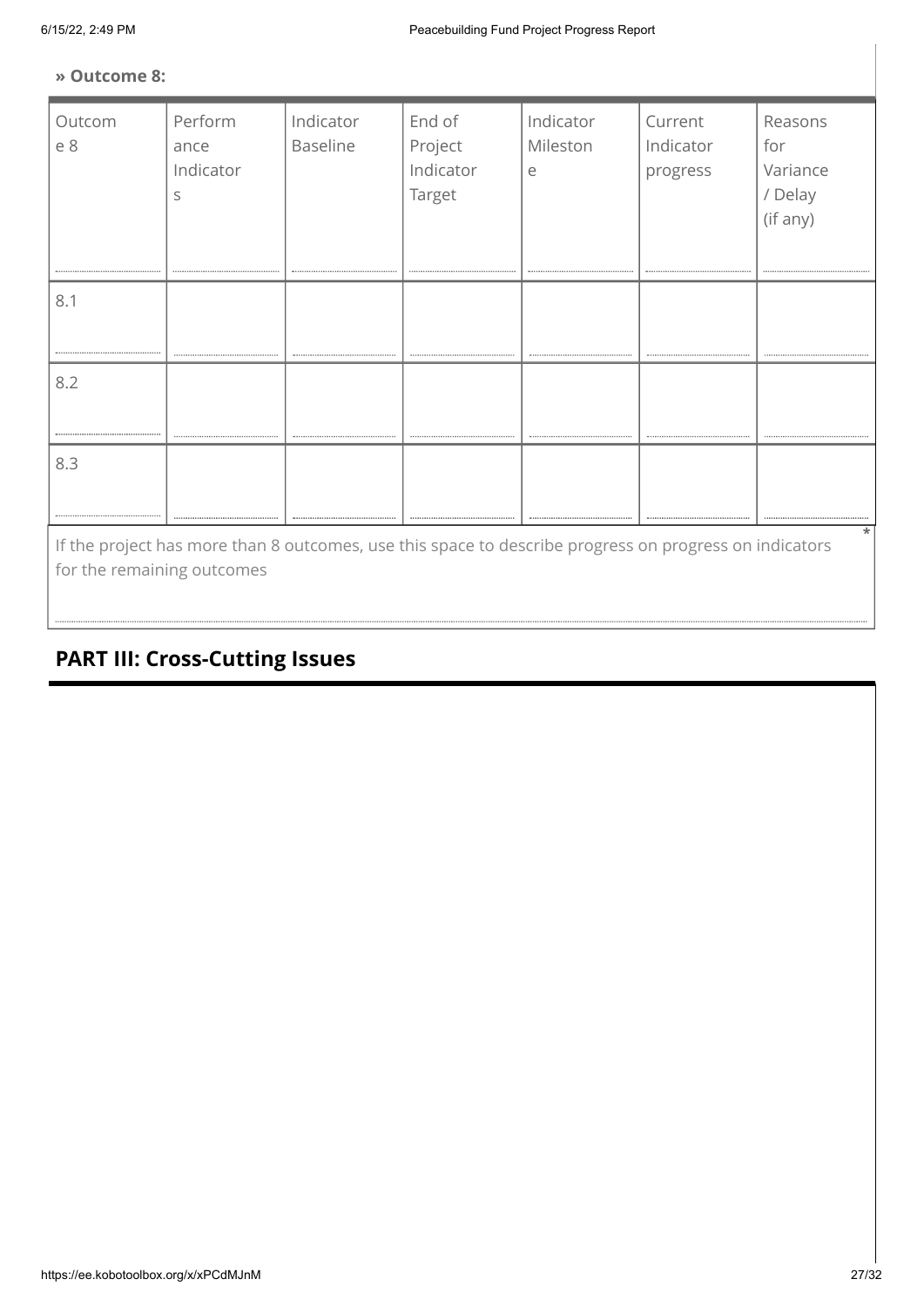**» Outcome 8:**

| Outcome 8 | Performance Indicators | Indicator Baseline | End of Project Indicator Target | Indicator Milestone | Current Indicator progress | Reasons for Variance / Delay (if any) |
| --- | --- | --- | --- | --- | --- | --- |
| 8.1 | | | | | | |
| 8.2 | | | | | | |
| 8.3 | | | | | | |

If the project has more than 8 outcomes, use this space to describe progress on progress on indicators for the remaining outcomes *

## PART III: Cross-Cutting Issues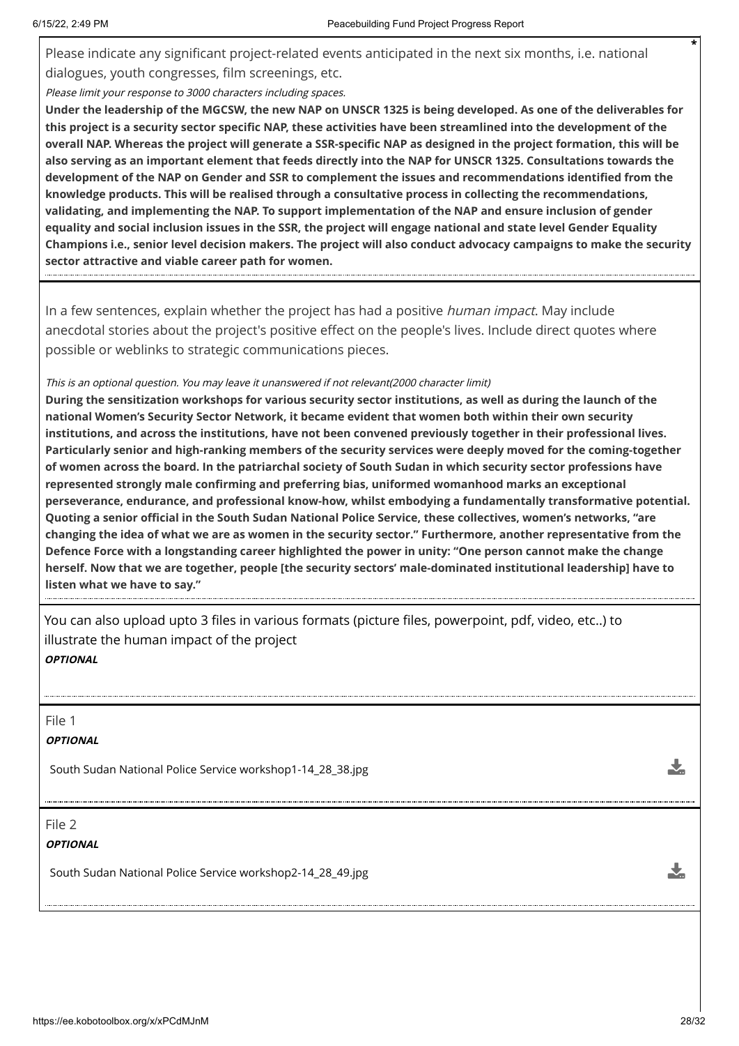Please indicate any significant project-related events anticipated in the next six months, i.e. national dialogues, youth congresses, film screenings, etc. *

*Please limit your response to 3000 characters including spaces.*

**Under the leadership of the MGCSW, the new NAP on UNSCR 1325 is being developed. As one of the deliverables for this project is a security sector specific NAP, these activities have been streamlined into the development of the overall NAP. Whereas the project will generate a SSR-specific NAP as designed in the project formation, this will be also serving as an important element that feeds directly into the NAP for UNSCR 1325. Consultations towards the development of the NAP on Gender and SSR to complement the issues and recommendations identified from the knowledge products. This will be realised through a consultative process in collecting the recommendations, validating, and implementing the NAP. To support implementation of the NAP and ensure inclusion of gender equality and social inclusion issues in the SSR, the project will engage national and state level Gender Equality Champions i.e., senior level decision makers. The project will also conduct advocacy campaigns to make the security sector attractive and viable career path for women.**

In a few sentences, explain whether the project has had a positive *human impact*. May include anecdotal stories about the project's positive effect on the people's lives. Include direct quotes where possible or weblinks to strategic communications pieces.

*This is an optional question. You may leave it unanswered if not relevant(2000 character limit)*

**During the sensitization workshops for various security sector institutions, as well as during the launch of the national Women's Security Sector Network, it became evident that women both within their own security institutions, and across the institutions, have not been convened previously together in their professional lives. Particularly senior and high-ranking members of the security services were deeply moved for the coming-together of women across the board. In the patriarchal society of South Sudan in which security sector professions have represented strongly male confirming and preferring bias, uniformed womanhood marks an exceptional perseverance, endurance, and professional know-how, whilst embodying a fundamentally transformative potential. Quoting a senior official in the South Sudan National Police Service, these collectives, women's networks, "are changing the idea of what we are as women in the security sector." Furthermore, another representative from the Defence Force with a longstanding career highlighted the power in unity: "One person cannot make the change herself. Now that we are together, people [the security sectors' male-dominated institutional leadership] have to listen what we have to say."**

You can also upload upto 3 files in various formats (picture files, powerpoint, pdf, video, etc..) to illustrate the human impact of the project

***OPTIONAL***

File 1

***OPTIONAL***

South Sudan National Police Service workshop1-14_28_38.jpg

File 2

***OPTIONAL***

South Sudan National Police Service workshop2-14_28_49.jpg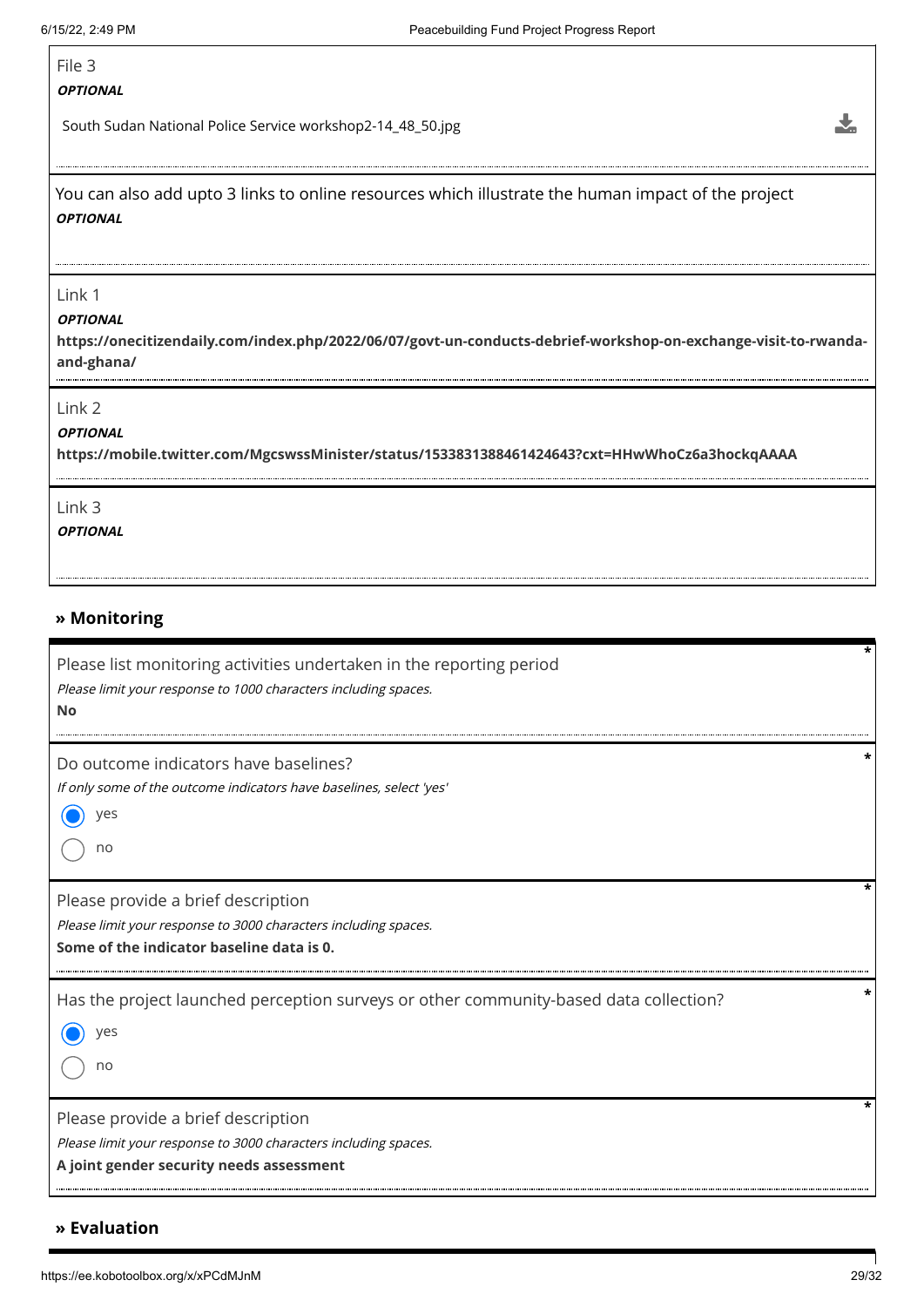File 3

***OPTIONAL***

South Sudan National Police Service workshop2-14_48_50.jpg

You can also add upto 3 links to online resources which illustrate the human impact of the project

***OPTIONAL***

Link 1

***OPTIONAL***

**https://onecitizendaily.com/index.php/2022/06/07/govt-un-conducts-debrief-workshop-on-exchange-visit-to-rwanda-and-ghana/**

Link 2

***OPTIONAL***

**https://mobile.twitter.com/MgcswssMinister/status/1533831388461424643?cxt=HHwWhoCz6a3hockqAAAA**

Link 3

***OPTIONAL***

## » Monitoring

Please list monitoring activities undertaken in the reporting period *

*Please limit your response to 1000 characters including spaces.*

**No**

Do outcome indicators have baselines? *

*If only some of the outcome indicators have baselines, select 'yes'*

- (●) yes
- ( ) no

Please provide a brief description *

*Please limit your response to 3000 characters including spaces.*

**Some of the indicator baseline data is 0.**

Has the project launched perception surveys or other community-based data collection? *

- (●) yes
- ( ) no

Please provide a brief description *

*Please limit your response to 3000 characters including spaces.*

**A joint gender security needs assessment**

## » Evaluation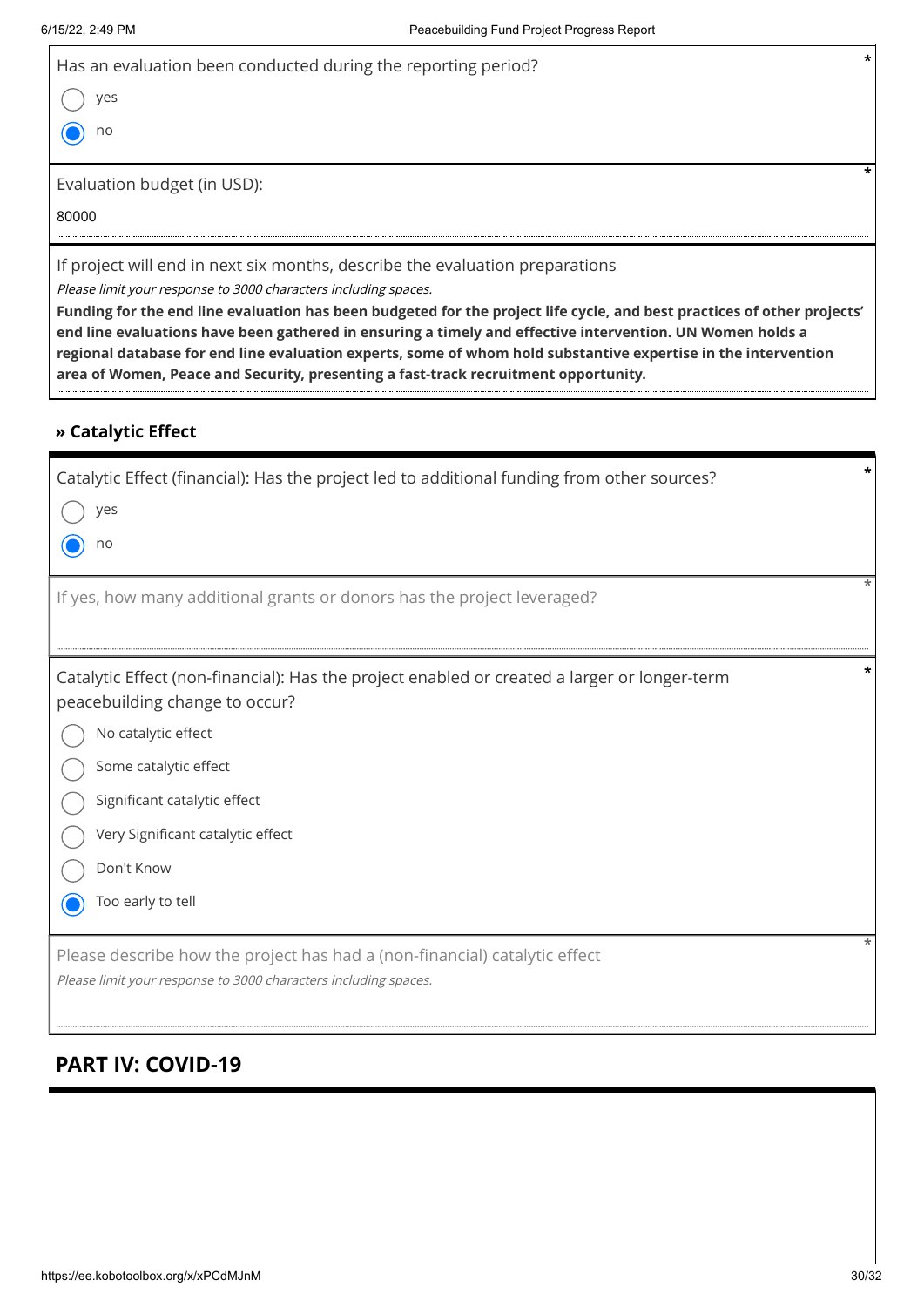Has an evaluation been conducted during the reporting period? *

- ( ) yes
- (•) no

Evaluation budget (in USD): *

80000

If project will end in next six months, describe the evaluation preparations

*Please limit your response to 3000 characters including spaces.*

**Funding for the end line evaluation has been budgeted for the project life cycle, and best practices of other projects' end line evaluations have been gathered in ensuring a timely and effective intervention. UN Women holds a regional database for end line evaluation experts, some of whom hold substantive expertise in the intervention area of Women, Peace and Security, presenting a fast-track recruitment opportunity.**

### » Catalytic Effect

Catalytic Effect (financial): Has the project led to additional funding from other sources? *

- ( ) yes
- (•) no

If yes, how many additional grants or donors has the project leveraged? *

Catalytic Effect (non-financial): Has the project enabled or created a larger or longer-term peacebuilding change to occur? *

- ( ) No catalytic effect
- ( ) Some catalytic effect
- ( ) Significant catalytic effect
- ( ) Very Significant catalytic effect
- ( ) Don't Know
- (•) Too early to tell

Please describe how the project has had a (non-financial) catalytic effect *

*Please limit your response to 3000 characters including spaces.*

## PART IV: COVID-19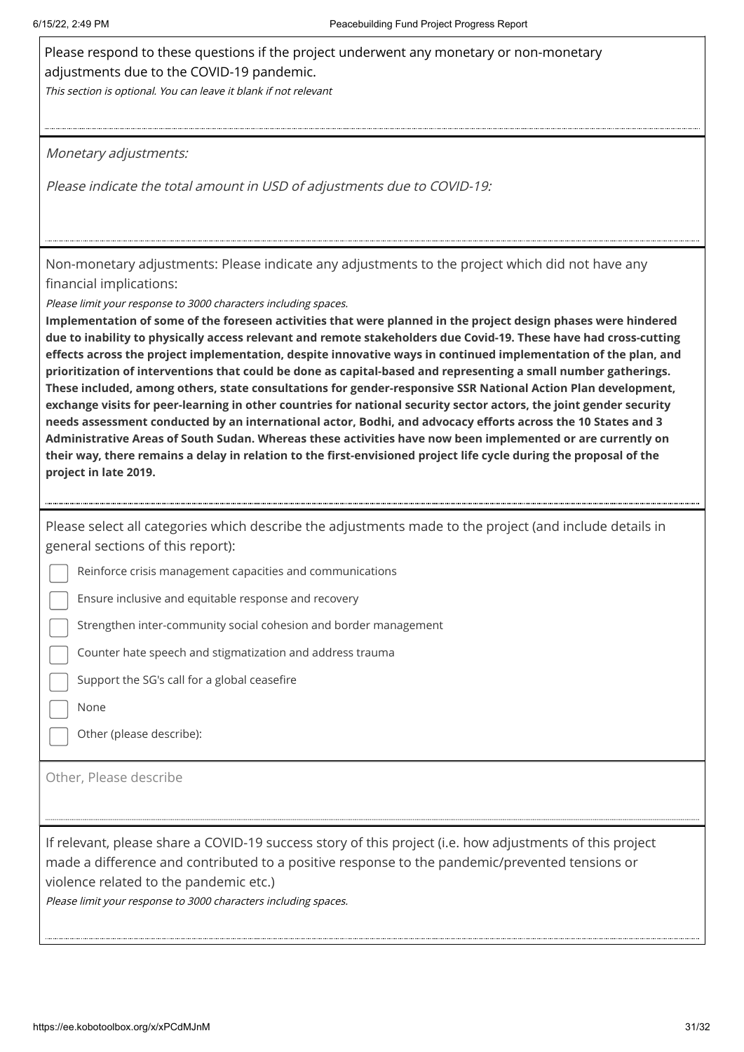Please respond to these questions if the project underwent any monetary or non-monetary adjustments due to the COVID-19 pandemic.

*This section is optional. You can leave it blank if not relevant*

*Monetary adjustments:*

*Please indicate the total amount in USD of adjustments due to COVID-19:*

Non-monetary adjustments: Please indicate any adjustments to the project which did not have any financial implications:

*Please limit your response to 3000 characters including spaces.*

**Implementation of some of the foreseen activities that were planned in the project design phases were hindered due to inability to physically access relevant and remote stakeholders due Covid-19. These have had cross-cutting effects across the project implementation, despite innovative ways in continued implementation of the plan, and prioritization of interventions that could be done as capital-based and representing a small number gatherings. These included, among others, state consultations for gender-responsive SSR National Action Plan development, exchange visits for peer-learning in other countries for national security sector actors, the joint gender security needs assessment conducted by an international actor, Bodhi, and advocacy efforts across the 10 States and 3 Administrative Areas of South Sudan. Whereas these activities have now been implemented or are currently on their way, there remains a delay in relation to the first-envisioned project life cycle during the proposal of the project in late 2019.**

Please select all categories which describe the adjustments made to the project (and include details in general sections of this report):

- [ ] Reinforce crisis management capacities and communications
- [ ] Ensure inclusive and equitable response and recovery
- [ ] Strengthen inter-community social cohesion and border management
- [ ] Counter hate speech and stigmatization and address trauma
- [ ] Support the SG's call for a global ceasefire
- [ ] None
- [ ] Other (please describe):

Other, Please describe

If relevant, please share a COVID-19 success story of this project (i.e. how adjustments of this project made a difference and contributed to a positive response to the pandemic/prevented tensions or violence related to the pandemic etc.)

*Please limit your response to 3000 characters including spaces.*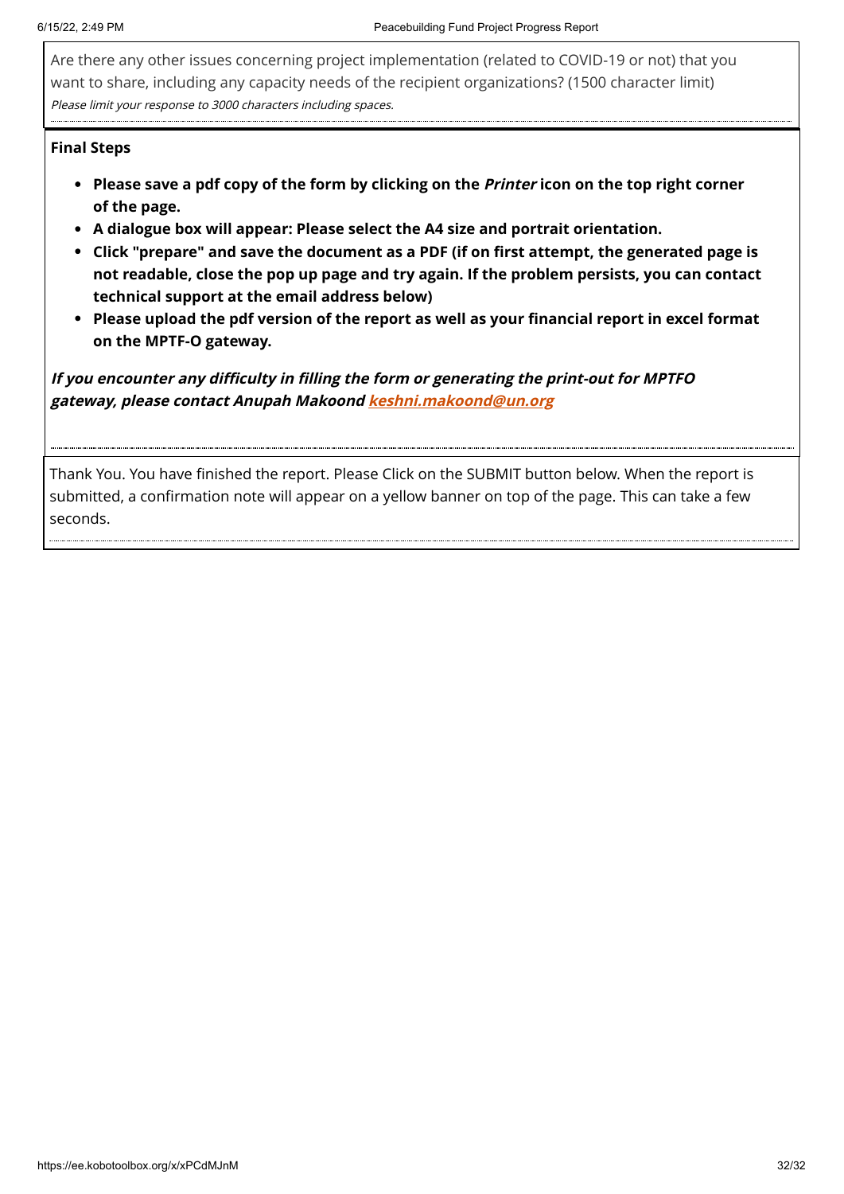Are there any other issues concerning project implementation (related to COVID-19 or not) that you want to share, including any capacity needs of the recipient organizations? (1500 character limit)

*Please limit your response to 3000 characters including spaces.*

**Final Steps**

- **Please save a pdf copy of the form by clicking on the *Printer* icon on the top right corner of the page.**
- **A dialogue box will appear: Please select the A4 size and portrait orientation.**
- **Click "prepare" and save the document as a PDF (if on first attempt, the generated page is not readable, close the pop up page and try again. If the problem persists, you can contact technical support at the email address below)**
- **Please upload the pdf version of the report as well as your financial report in excel format on the MPTF-O gateway.**

***If you encounter any difficulty in filling the form or generating the print-out for MPTFO gateway, please contact Anupah Makoond keshni.makoond@un.org***

Thank You. You have finished the report. Please Click on the SUBMIT button below. When the report is submitted, a confirmation note will appear on a yellow banner on top of the page. This can take a few seconds.